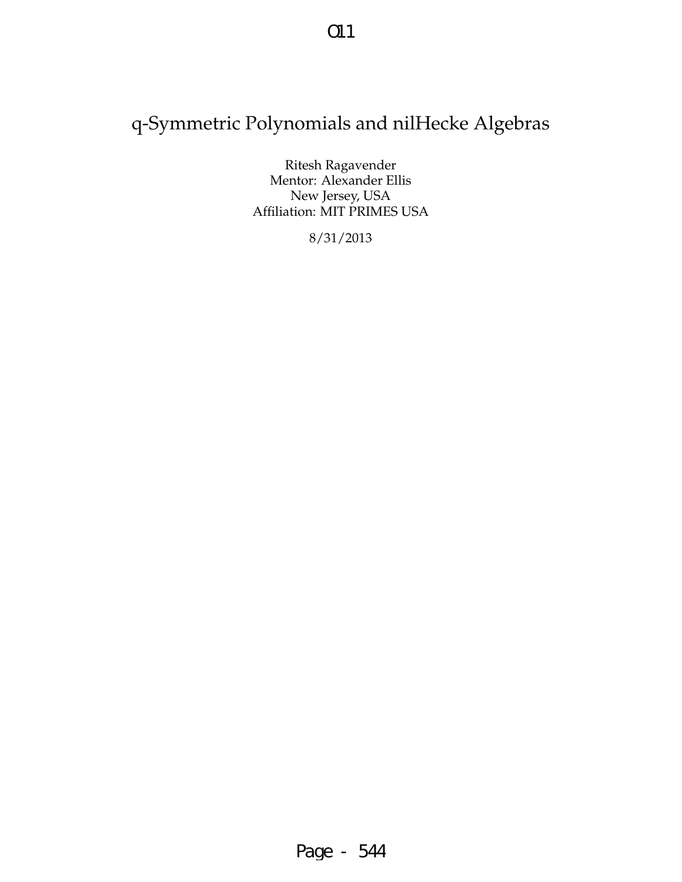# q-Symmetric Polynomials and nilHecke Algebras

Ritesh Ragavender
Mentor: Alexander Ellis
New Jersey, USA
Affiliation: MIT PRIMES USA

8/31/2013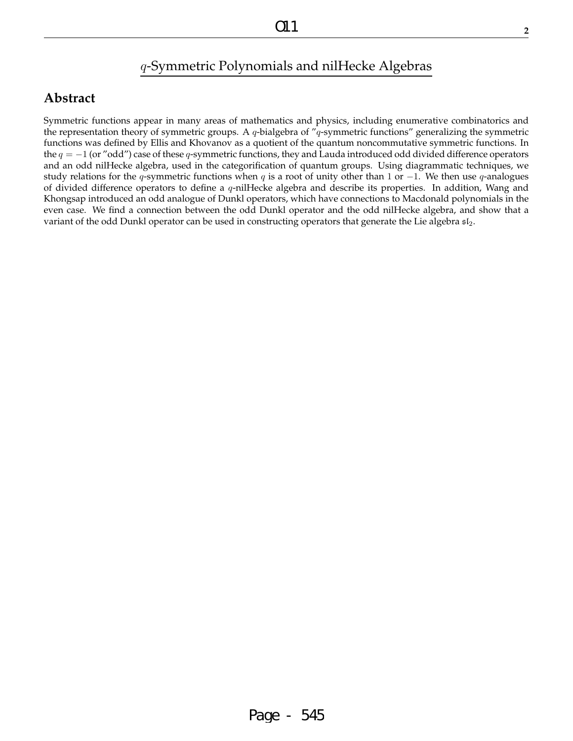# $q$-Symmetric Polynomials and nilHecke Algebras

## Abstract

Symmetric functions appear in many areas of mathematics and physics, including enumerative combinatorics and the representation theory of symmetric groups. A $q$-bialgebra of "$q$-symmetric functions" generalizing the symmetric functions was defined by Ellis and Khovanov as a quotient of the quantum noncommutative symmetric functions. In the $q = -1$ (or "odd") case of these $q$-symmetric functions, they and Lauda introduced odd divided difference operators and an odd nilHecke algebra, used in the categorification of quantum groups. Using diagrammatic techniques, we study relations for the $q$-symmetric functions when $q$ is a root of unity other than $1$ or $-1$. We then use $q$-analogues of divided difference operators to define a $q$-nilHecke algebra and describe its properties. In addition, Wang and Khongsap introduced an odd analogue of Dunkl operators, which have connections to Macdonald polynomials in the even case. We find a connection between the odd Dunkl operator and the odd nilHecke algebra, and show that a variant of the odd Dunkl operator can be used in constructing operators that generate the Lie algebra $\mathfrak{sl}_2$.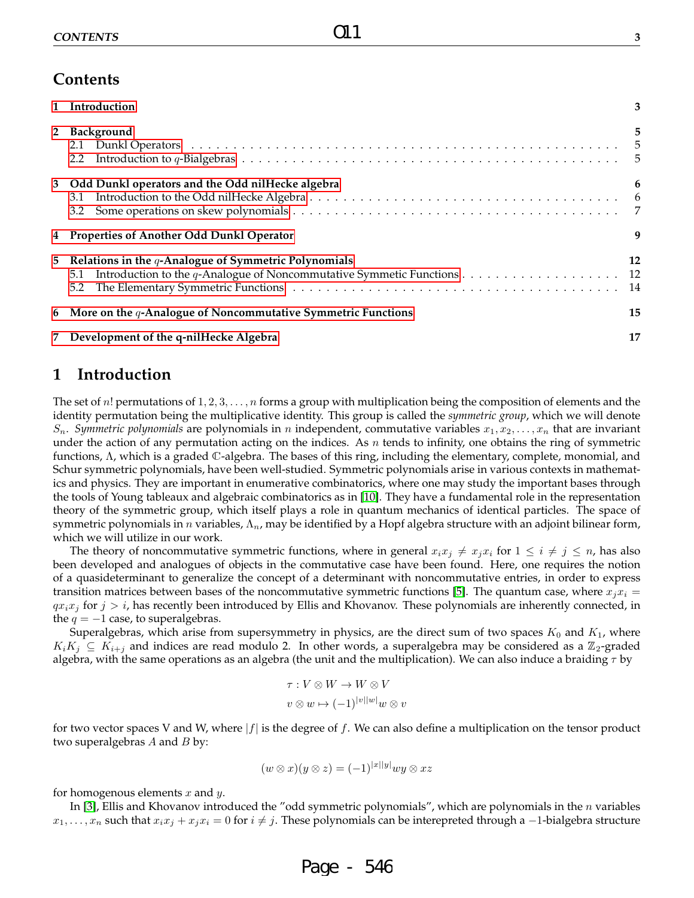# Contents

| | |
|---|---|
| **1 Introduction** | **3** |
| **2 Background** | **5** |
| 2.1 Dunkl Operators | 5 |
| 2.2 Introduction to $q$-Bialgebras | 5 |
| **3 Odd Dunkl operators and the Odd nilHecke algebra** | **6** |
| 3.1 Introduction to the Odd nilHecke Algebra | 6 |
| 3.2 Some operations on skew polynomials | 7 |
| **4 Properties of Another Odd Dunkl Operator** | **9** |
| **5 Relations in the $q$-Analogue of Symmetric Polynomials** | **12** |
| 5.1 Introduction to the $q$-Analogue of Noncommutative Symmetric Functions | 12 |
| 5.2 The Elementary Symmetric Functions | 14 |
| **6 More on the $q$-Analogue of Noncommutative Symmetric Functions** | **15** |
| **7 Development of the q-nilHecke Algebra** | **17** |

# 1 Introduction

The set of $n!$ permutations of $1, 2, 3, \ldots, n$ forms a group with multiplication being the composition of elements and the identity permutation being the multiplicative identity. This group is called the *symmetric group*, which we will denote $S_n$. *Symmetric polynomials* are polynomials in $n$ independent, commutative variables $x_1, x_2, \ldots, x_n$ that are invariant under the action of any permutation acting on the indices. As $n$ tends to infinity, one obtains the ring of symmetric functions, $\Lambda$, which is a graded $\mathbb{C}$-algebra. The bases of this ring, including the elementary, complete, monomial, and Schur symmetric polynomials, have been well-studied. Symmetric polynomials arise in various contexts in mathematics and physics. They are important in enumerative combinatorics, where one may study the important bases through the tools of Young tableaux and algebraic combinatorics as in [10]. They have a fundamental role in the representation theory of the symmetric group, which itself plays a role in quantum mechanics of identical particles. The space of symmetric polynomials in $n$ variables, $\Lambda_n$, may be identified by a Hopf algebra structure with an adjoint bilinear form, which we will utilize in our work.

The theory of noncommutative symmetric functions, where in general $x_i x_j \neq x_j x_i$ for $1 \leq i \neq j \leq n$, has also been developed and analogues of objects in the commutative case have been found. Here, one requires the notion of a quasideterminant to generalize the concept of a determinant with noncommutative entries, in order to express transition matrices between bases of the noncommutative symmetric functions [5]. The quantum case, where $x_j x_i = q x_i x_j$ for $j > i$, has recently been introduced by Ellis and Khovanov. These polynomials are inherently connected, in the $q = -1$ case, to superalgebras.

Superalgebras, which arise from supersymmetry in physics, are the direct sum of two spaces $K_0$ and $K_1$, where $K_i K_j \subseteq K_{i+j}$ and indices are read modulo 2. In other words, a superalgebra may be considered as a $\mathbb{Z}_2$-graded algebra, with the same operations as an algebra (the unit and the multiplication). We can also induce a braiding $\tau$ by

$$\tau : V \otimes W \to W \otimes V$$
$$v \otimes w \mapsto (-1)^{|v||w|} w \otimes v$$

for two vector spaces V and W, where $|f|$ is the degree of $f$. We can also define a multiplication on the tensor product two superalgebras $A$ and $B$ by:

$$(w \otimes x)(y \otimes z) = (-1)^{|x||y|} wy \otimes xz$$

for homogenous elements $x$ and $y$.

In [3], Ellis and Khovanov introduced the "odd symmetric polynomials", which are polynomials in the $n$ variables $x_1, \ldots, x_n$ such that $x_i x_j + x_j x_i = 0$ for $i \neq j$. These polynomials can be interepreted through a $-1$-bialgebra structure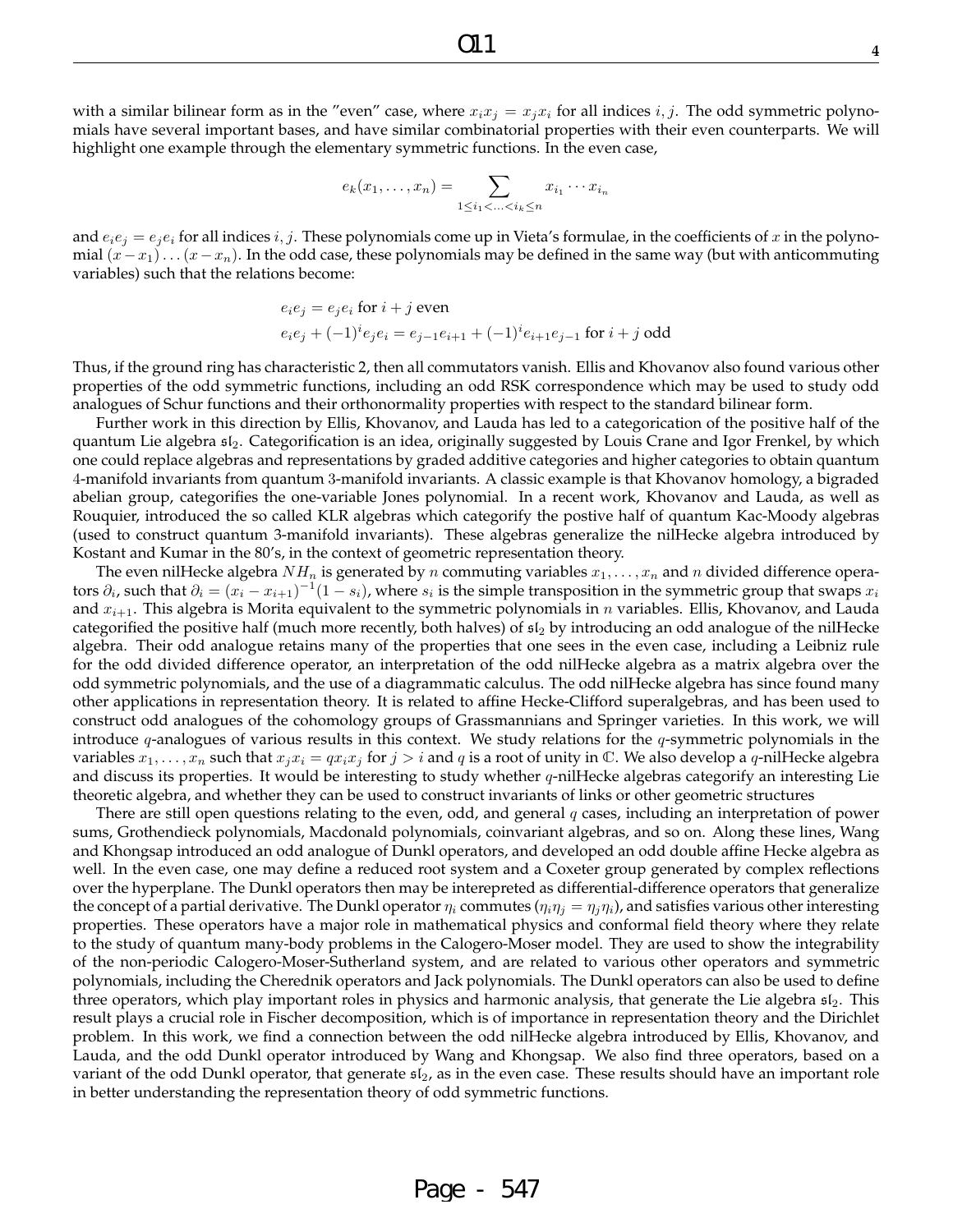with a similar bilinear form as in the "even" case, where $x_ix_j = x_jx_i$ for all indices $i, j$. The odd symmetric polynomials have several important bases, and have similar combinatorial properties with their even counterparts. We will highlight one example through the elementary symmetric functions. In the even case,

$$e_k(x_1, \ldots, x_n) = \sum_{1 \leq i_1 < \ldots < i_k \leq n} x_{i_1} \cdots x_{i_n}$$

and $e_ie_j = e_je_i$ for all indices $i, j$. These polynomials come up in Vieta's formulae, in the coefficients of $x$ in the polynomial $(x - x_1) \ldots (x - x_n)$. In the odd case, these polynomials may be defined in the same way (but with anticommuting variables) such that the relations become:

$$e_ie_j = e_je_i \text{ for } i + j \text{ even}$$
$$e_ie_j + (-1)^i e_je_i = e_{j-1}e_{i+1} + (-1)^i e_{i+1}e_{j-1} \text{ for } i + j \text{ odd}$$

Thus, if the ground ring has characteristic 2, then all commutators vanish. Ellis and Khovanov also found various other properties of the odd symmetric functions, including an odd RSK correspondence which may be used to study odd analogues of Schur functions and their orthonormality properties with respect to the standard bilinear form.

Further work in this direction by Ellis, Khovanov, and Lauda has led to a categorication of the positive half of the quantum Lie algebra $\mathfrak{sl}_2$. Categorification is an idea, originally suggested by Louis Crane and Igor Frenkel, by which one could replace algebras and representations by graded additive categories and higher categories to obtain quantum 4-manifold invariants from quantum 3-manifold invariants. A classic example is that Khovanov homology, a bigraded abelian group, categorifies the one-variable Jones polynomial. In a recent work, Khovanov and Lauda, as well as Rouquier, introduced the so called KLR algebras which categorify the postive half of quantum Kac-Moody algebras (used to construct quantum 3-manifold invariants). These algebras generalize the nilHecke algebra introduced by Kostant and Kumar in the 80's, in the context of geometric representation theory.

The even nilHecke algebra $NH_n$ is generated by $n$ commuting variables $x_1, \ldots, x_n$ and $n$ divided difference operators $\partial_i$, such that $\partial_i = (x_i - x_{i+1})^{-1}(1 - s_i)$, where $s_i$ is the simple transposition in the symmetric group that swaps $x_i$ and $x_{i+1}$. This algebra is Morita equivalent to the symmetric polynomials in $n$ variables. Ellis, Khovanov, and Lauda categorified the positive half (much more recently, both halves) of $\mathfrak{sl}_2$ by introducing an odd analogue of the nilHecke algebra. Their odd analogue retains many of the properties that one sees in the even case, including a Leibniz rule for the odd divided difference operator, an interpretation of the odd nilHecke algebra as a matrix algebra over the odd symmetric polynomials, and the use of a diagrammatic calculus. The odd nilHecke algebra has since found many other applications in representation theory. It is related to affine Hecke-Clifford superalgebras, and has been used to construct odd analogues of the cohomology groups of Grassmannians and Springer varieties. In this work, we will introduce $q$-analogues of various results in this context. We study relations for the $q$-symmetric polynomials in the variables $x_1, \ldots, x_n$ such that $x_jx_i = qx_ix_j$ for $j > i$ and $q$ is a root of unity in $\mathbb{C}$. We also develop a $q$-nilHecke algebra and discuss its properties. It would be interesting to study whether $q$-nilHecke algebras categorify an interesting Lie theoretic algebra, and whether they can be used to construct invariants of links or other geometric structures

There are still open questions relating to the even, odd, and general $q$ cases, including an interpretation of power sums, Grothendieck polynomials, Macdonald polynomials, coinvariant algebras, and so on. Along these lines, Wang and Khongsap introduced an odd analogue of Dunkl operators, and developed an odd double affine Hecke algebra as well. In the even case, one may define a reduced root system and a Coxeter group generated by complex reflections over the hyperplane. The Dunkl operators then may be intereprete as differential-difference operators that generalize the concept of a partial derivative. The Dunkl operator $\eta_i$ commutes ($\eta_i\eta_j = \eta_j\eta_i$), and satisfies various other interesting properties. These operators have a major role in mathematical physics and conformal field theory where they relate to the study of quantum many-body problems in the Calogero-Moser model. They are used to show the integrability of the non-periodic Calogero-Moser-Sutherland system, and are related to various other operators and symmetric polynomials, including the Cherednik operators and Jack polynomials. The Dunkl operators can also be used to define three operators, which play important roles in physics and harmonic analysis, that generate the Lie algebra $\mathfrak{sl}_2$. This result plays a crucial role in Fischer decomposition, which is of importance in representation theory and the Dirichlet problem. In this work, we find a connection between the odd nilHecke algebra introduced by Ellis, Khovanov, and Lauda, and the odd Dunkl operator introduced by Wang and Khongsap. We also find three operators, based on a variant of the odd Dunkl operator, that generate $\mathfrak{sl}_2$, as in the even case. These results should have an important role in better understanding the representation theory of odd symmetric functions.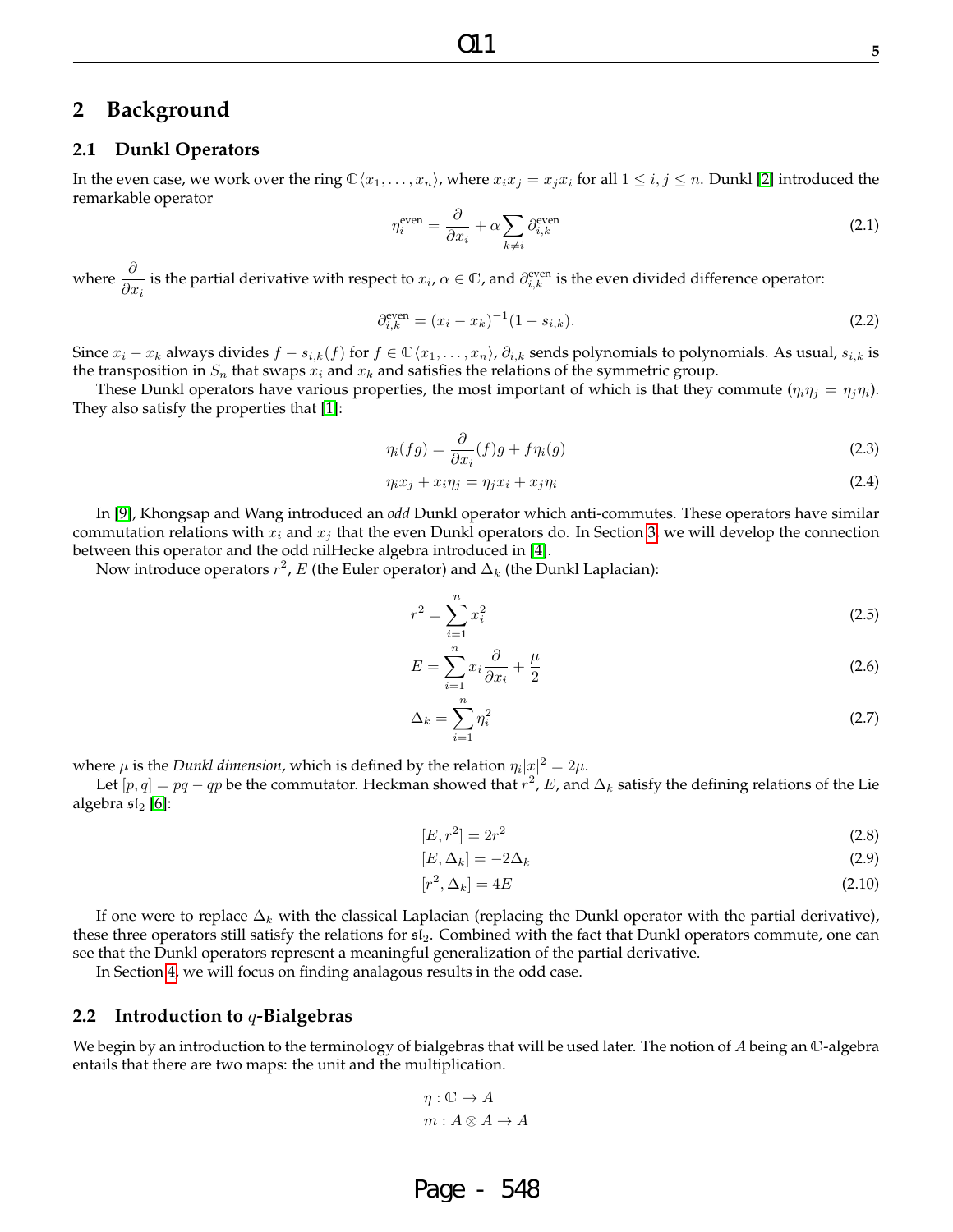## 2 Background

### 2.1 Dunkl Operators

In the even case, we work over the ring $\mathbb{C}\langle x_1, \ldots, x_n \rangle$, where $x_i x_j = x_j x_i$ for all $1 \leq i, j \leq n$. Dunkl [2] introduced the remarkable operator

$$\eta_i^{\text{even}} = \frac{\partial}{\partial x_i} + \alpha \sum_{k \neq i} \partial_{i,k}^{\text{even}} \tag{2.1}$$

where $\dfrac{\partial}{\partial x_i}$ is the partial derivative with respect to $x_i$, $\alpha \in \mathbb{C}$, and $\partial_{i,k}^{\text{even}}$ is the even divided difference operator:

$$\partial_{i,k}^{\text{even}} = (x_i - x_k)^{-1}(1 - s_{i,k}). \tag{2.2}$$

Since $x_i - x_k$ always divides $f - s_{i,k}(f)$ for $f \in \mathbb{C}\langle x_1, \ldots, x_n \rangle$, $\partial_{i,k}$ sends polynomials to polynomials. As usual, $s_{i,k}$ is the transposition in $S_n$ that swaps $x_i$ and $x_k$ and satisfies the relations of the symmetric group.

These Dunkl operators have various properties, the most important of which is that they commute ($\eta_i \eta_j = \eta_j \eta_i$). They also satisfy the properties that [1]:

$$\eta_i(fg) = \frac{\partial}{\partial x_i}(f)g + f\eta_i(g) \tag{2.3}$$

$$\eta_i x_j + x_i \eta_j = \eta_j x_i + x_j \eta_i \tag{2.4}$$

In [9], Khongsap and Wang introduced an *odd* Dunkl operator which anti-commutes. These operators have similar commutation relations with $x_i$ and $x_j$ that the even Dunkl operators do. In Section 3, we will develop the connection between this operator and the odd nilHecke algebra introduced in [4].

Now introduce operators $r^2$, $E$ (the Euler operator) and $\Delta_k$ (the Dunkl Laplacian):

$$r^2 = \sum_{i=1}^{n} x_i^2 \tag{2.5}$$

$$E = \sum_{i=1}^{n} x_i \frac{\partial}{\partial x_i} + \frac{\mu}{2} \tag{2.6}$$

$$\Delta_k = \sum_{i=1}^{n} \eta_i^2 \tag{2.7}$$

where $\mu$ is the *Dunkl dimension*, which is defined by the relation $\eta_i |x|^2 = 2\mu$.

Let $[p, q] = pq - qp$ be the commutator. Heckman showed that $r^2$, $E$, and $\Delta_k$ satisfy the defining relations of the Lie algebra $\mathfrak{sl}_2$ [6]:

$$[E, r^2] = 2r^2 \tag{2.8}$$

$$[E, \Delta_k] = -2\Delta_k \tag{2.9}$$

$$[r^2, \Delta_k] = 4E \tag{2.10}$$

If one were to replace $\Delta_k$ with the classical Laplacian (replacing the Dunkl operator with the partial derivative), these three operators still satisfy the relations for $\mathfrak{sl}_2$. Combined with the fact that Dunkl operators commute, one can see that the Dunkl operators represent a meaningful generalization of the partial derivative.

In Section 4, we will focus on finding analagous results in the odd case.

### 2.2 Introduction to $q$-Bialgebras

We begin by an introduction to the terminology of bialgebras that will be used later. The notion of $A$ being an $\mathbb{C}$-algebra entails that there are two maps: the unit and the multiplication.

$$\eta : \mathbb{C} \to A$$
$$m : A \otimes A \to A$$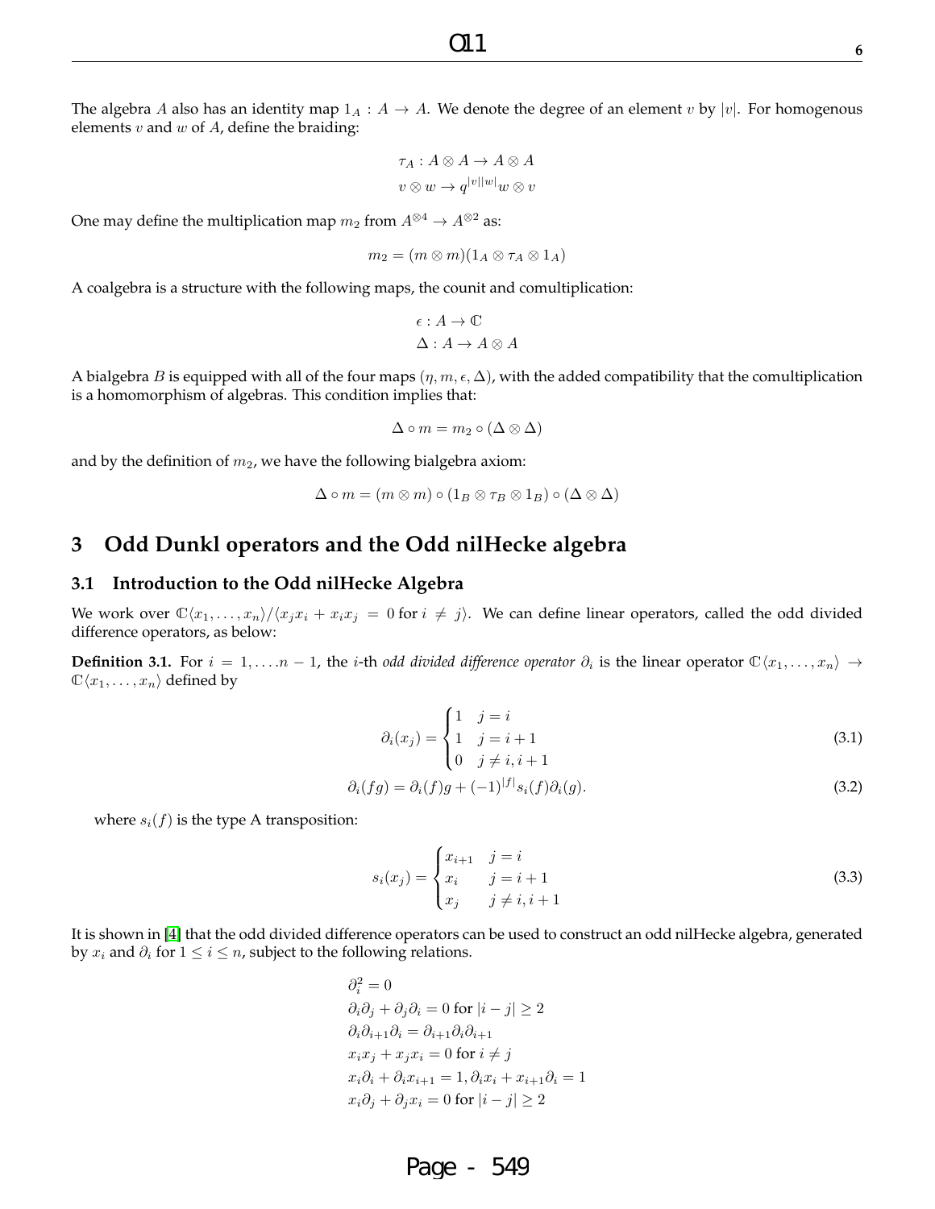The algebra $A$ also has an identity map $1_A : A \to A$. We denote the degree of an element $v$ by $|v|$. For homogenous elements $v$ and $w$ of $A$, define the braiding:

$$\tau_A : A \otimes A \to A \otimes A$$
$$v \otimes w \to q^{|v||w|} w \otimes v$$

One may define the multiplication map $m_2$ from $A^{\otimes 4} \to A^{\otimes 2}$ as:

$$m_2 = (m \otimes m)(1_A \otimes \tau_A \otimes 1_A)$$

A coalgebra is a structure with the following maps, the counit and comultiplication:

$$\epsilon : A \to \mathbb{C}$$
$$\Delta : A \to A \otimes A$$

A bialgebra $B$ is equipped with all of the four maps $(\eta, m, \epsilon, \Delta)$, with the added compatibility that the comultiplication is a homomorphism of algebras. This condition implies that:

$$\Delta \circ m = m_2 \circ (\Delta \otimes \Delta)$$

and by the definition of $m_2$, we have the following bialgebra axiom:

$$\Delta \circ m = (m \otimes m) \circ (1_B \otimes \tau_B \otimes 1_B) \circ (\Delta \otimes \Delta)$$

# 3 Odd Dunkl operators and the Odd nilHecke algebra

## 3.1 Introduction to the Odd nilHecke Algebra

We work over $\mathbb{C}\langle x_1, \ldots, x_n \rangle / \langle x_j x_i + x_i x_j = 0 \text{ for } i \neq j \rangle$. We can define linear operators, called the odd divided difference operators, as below:

**Definition 3.1.** For $i = 1, \ldots. n-1$, the $i$-th *odd divided difference operator* $\partial_i$ is the linear operator $\mathbb{C}\langle x_1, \ldots, x_n \rangle \to \mathbb{C}\langle x_1, \ldots, x_n \rangle$ defined by

$$\partial_i(x_j) = \begin{cases} 1 & j = i \\ 1 & j = i+1 \\ 0 & j \neq i, i+1 \end{cases} \tag{3.1}$$

$$\partial_i(fg) = \partial_i(f)g + (-1)^{|f|} s_i(f) \partial_i(g). \tag{3.2}$$

where $s_i(f)$ is the type A transposition:

$$s_i(x_j) = \begin{cases} x_{i+1} & j = i \\ x_i & j = i+1 \\ x_j & j \neq i, i+1 \end{cases} \tag{3.3}$$

It is shown in [4] that the odd divided difference operators can be used to construct an odd nilHecke algebra, generated by $x_i$ and $\partial_i$ for $1 \leq i \leq n$, subject to the following relations.

$$\partial_i^2 = 0$$
$$\partial_i \partial_j + \partial_j \partial_i = 0 \text{ for } |i - j| \geq 2$$
$$\partial_i \partial_{i+1} \partial_i = \partial_{i+1} \partial_i \partial_{i+1}$$
$$x_i x_j + x_j x_i = 0 \text{ for } i \neq j$$
$$x_i \partial_i + \partial_i x_{i+1} = 1, \partial_i x_i + x_{i+1} \partial_i = 1$$
$$x_i \partial_j + \partial_j x_i = 0 \text{ for } |i - j| \geq 2$$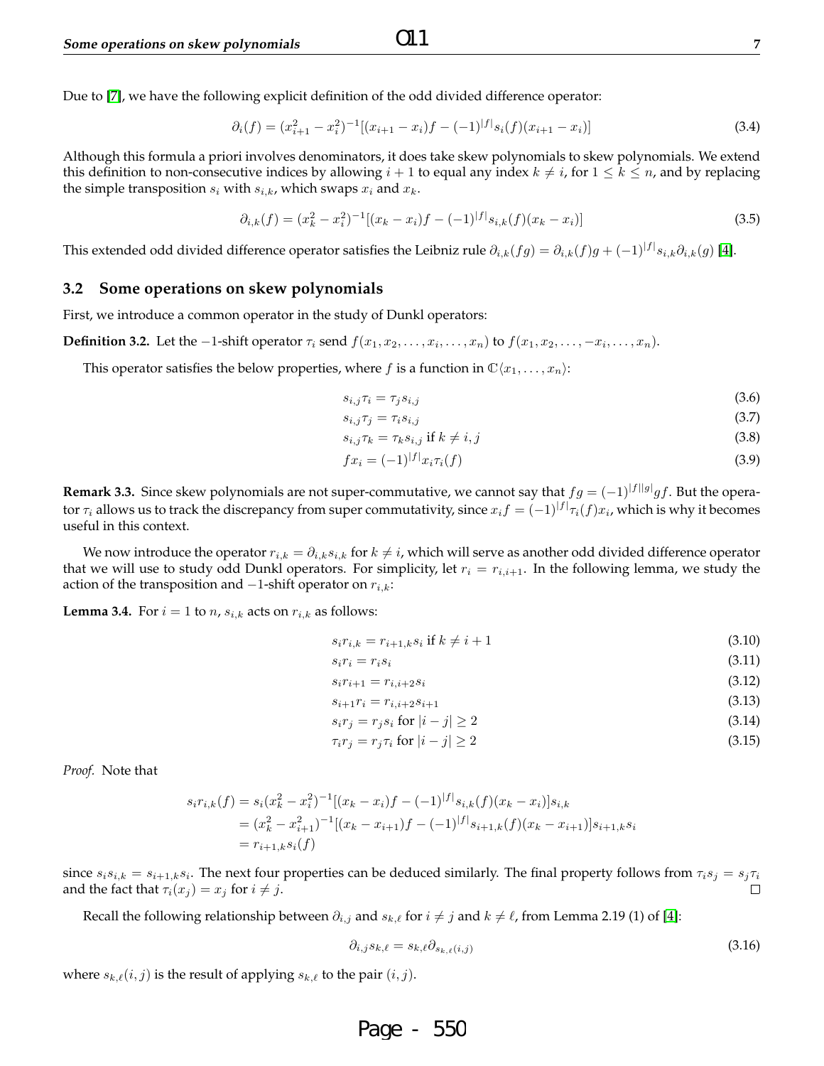Due to [7], we have the following explicit definition of the odd divided difference operator:

$$\partial_i(f) = (x_{i+1}^2 - x_i^2)^{-1}[(x_{i+1} - x_i)f - (-1)^{|f|}s_i(f)(x_{i+1} - x_i)] \tag{3.4}$$

Although this formula a priori involves denominators, it does take skew polynomials to skew polynomials. We extend this definition to non-consecutive indices by allowing $i+1$ to equal any index $k \neq i$, for $1 \leq k \leq n$, and by replacing the simple transposition $s_i$ with $s_{i,k}$, which swaps $x_i$ and $x_k$.

$$\partial_{i,k}(f) = (x_k^2 - x_i^2)^{-1}[(x_k - x_i)f - (-1)^{|f|}s_{i,k}(f)(x_k - x_i)] \tag{3.5}$$

This extended odd divided difference operator satisfies the Leibniz rule $\partial_{i,k}(fg) = \partial_{i,k}(f)g + (-1)^{|f|}s_{i,k}\partial_{i,k}(g)$ [4].

### 3.2 Some operations on skew polynomials

First, we introduce a common operator in the study of Dunkl operators:

**Definition 3.2.** Let the $-1$-shift operator $\tau_i$ send $f(x_1, x_2, \ldots, x_i, \ldots, x_n)$ to $f(x_1, x_2, \ldots, -x_i, \ldots, x_n)$.

This operator satisfies the below properties, where $f$ is a function in $\mathbb{C}\langle x_1, \ldots, x_n \rangle$:

$$s_{i,j}\tau_i = \tau_j s_{i,j} \tag{3.6}$$

$$s_{i,j}\tau_j = \tau_i s_{i,j} \tag{3.7}$$

$$s_{i,j}\tau_k = \tau_k s_{i,j} \text{ if } k \neq i, j \tag{3.8}$$

$$fx_i = (-1)^{|f|}x_i\tau_i(f) \tag{3.9}$$

**Remark 3.3.** Since skew polynomials are not super-commutative, we cannot say that $fg = (-1)^{|f||g|}gf$. But the operator $\tau_i$ allows us to track the discrepancy from super commutativity, since $x_i f = (-1)^{|f|}\tau_i(f)x_i$, which is why it becomes useful in this context.

We now introduce the operator $r_{i,k} = \partial_{i,k}s_{i,k}$ for $k \neq i$, which will serve as another odd divided difference operator that we will use to study odd Dunkl operators. For simplicity, let $r_i = r_{i,i+1}$. In the following lemma, we study the action of the transposition and $-1$-shift operator on $r_{i,k}$:

**Lemma 3.4.** For $i = 1$ to $n$, $s_{i,k}$ acts on $r_{i,k}$ as follows:

$$s_i r_{i,k} = r_{i+1,k}s_i \text{ if } k \neq i+1 \tag{3.10}$$

$$s_i r_i = r_i s_i \tag{3.11}$$

$$s_i r_{i+1} = r_{i,i+2}s_i \tag{3.12}$$

$$s_{i+1}r_i = r_{i,i+2}s_{i+1} \tag{3.13}$$

$$s_i r_j = r_j s_i \text{ for } |i-j| \geq 2 \tag{3.14}$$

$$\tau_i r_j = r_j \tau_i \text{ for } |i-j| \geq 2 \tag{3.15}$$

*Proof.* Note that

$$\begin{aligned}
s_i r_{i,k}(f) &= s_i(x_k^2 - x_i^2)^{-1}[(x_k - x_i)f - (-1)^{|f|}s_{i,k}(f)(x_k - x_i)]s_{i,k} \\
&= (x_k^2 - x_{i+1}^2)^{-1}[(x_k - x_{i+1})f - (-1)^{|f|}s_{i+1,k}(f)(x_k - x_{i+1})]s_{i+1,k}s_i \\
&= r_{i+1,k}s_i(f)
\end{aligned}$$

since $s_i s_{i,k} = s_{i+1,k}s_i$. The next four properties can be deduced similarly. The final property follows from $\tau_i s_j = s_j \tau_i$ and the fact that $\tau_i(x_j) = x_j$ for $i \neq j$. $\square$

Recall the following relationship between $\partial_{i,j}$ and $s_{k,\ell}$ for $i \neq j$ and $k \neq \ell$, from Lemma 2.19 (1) of [4]:

$$\partial_{i,j}s_{k,\ell} = s_{k,\ell}\partial_{s_{k,\ell}(i,j)} \tag{3.16}$$

where $s_{k,\ell}(i,j)$ is the result of applying $s_{k,\ell}$ to the pair $(i,j)$.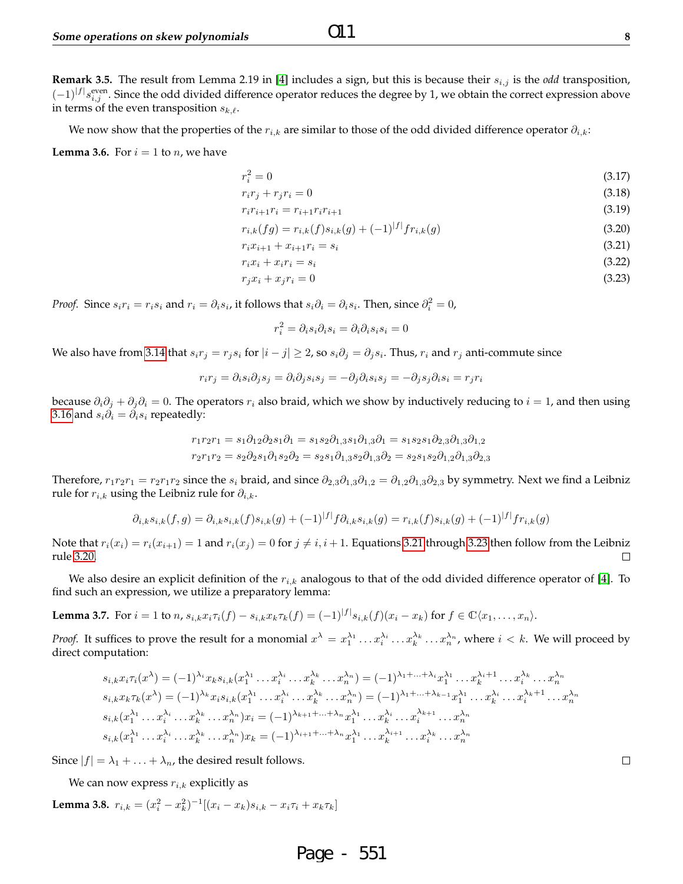**Remark 3.5.** The result from Lemma 2.19 in [4] includes a sign, but this is because their $s_{i,j}$ is the *odd* transposition, $(-1)^{|f|}s_{i,j}^{\text{even}}$. Since the odd divided difference operator reduces the degree by 1, we obtain the correct expression above in terms of the even transposition $s_{k,\ell}$.

We now show that the properties of the $r_{i,k}$ are similar to those of the odd divided difference operator $\partial_{i,k}$:

**Lemma 3.6.** For $i = 1$ to $n$, we have

$$r_i^2 = 0 \tag{3.17}$$
$$r_i r_j + r_j r_i = 0 \tag{3.18}$$
$$r_i r_{i+1} r_i = r_{i+1} r_i r_{i+1} \tag{3.19}$$
$$r_{i,k}(fg) = r_{i,k}(f) s_{i,k}(g) + (-1)^{|f|} f r_{i,k}(g) \tag{3.20}$$
$$r_i x_{i+1} + x_{i+1} r_i = s_i \tag{3.21}$$
$$r_i x_i + x_i r_i = s_i \tag{3.22}$$
$$r_j x_i + x_j r_i = 0 \tag{3.23}$$

*Proof.* Since $s_i r_i = r_i s_i$ and $r_i = \partial_i s_i$, it follows that $s_i \partial_i = \partial_i s_i$. Then, since $\partial_i^2 = 0$,

$$r_i^2 = \partial_i s_i \partial_i s_i = \partial_i \partial_i s_i s_i = 0$$

We also have from 3.14 that $s_i r_j = r_j s_i$ for $|i-j| \geq 2$, so $s_i \partial_j = \partial_j s_i$. Thus, $r_i$ and $r_j$ anti-commute since

$$r_i r_j = \partial_i s_i \partial_j s_j = \partial_i \partial_j s_i s_j = -\partial_j \partial_i s_i s_j = -\partial_j s_j \partial_i s_i = r_j r_i$$

because $\partial_i \partial_j + \partial_j \partial_i = 0$. The operators $r_i$ also braid, which we show by inductively reducing to $i = 1$, and then using 3.16 and $s_i \partial_i = \partial_i s_i$ repeatedly:

$$r_1 r_2 r_1 = s_1 \partial_{12} \partial_2 s_1 \partial_1 = s_1 s_2 \partial_{1,3} s_1 \partial_{1,3} \partial_1 = s_1 s_2 s_1 \partial_{2,3} \partial_{1,3} \partial_{1,2}$$
$$r_2 r_1 r_2 = s_2 \partial_2 s_1 \partial_1 s_2 \partial_2 = s_2 s_1 \partial_{1,3} s_2 \partial_{1,3} \partial_2 = s_2 s_1 s_2 \partial_{1,2} \partial_{1,3} \partial_{2,3}$$

Therefore, $r_1 r_2 r_1 = r_2 r_1 r_2$ since the $s_i$ braid, and since $\partial_{2,3} \partial_{1,3} \partial_{1,2} = \partial_{1,2} \partial_{1,3} \partial_{2,3}$ by symmetry. Next we find a Leibniz rule for $r_{i,k}$ using the Leibniz rule for $\partial_{i,k}$.

$$\partial_{i,k} s_{i,k}(f,g) = \partial_{i,k} s_{i,k}(f) s_{i,k}(g) + (-1)^{|f|} f \partial_{i,k} s_{i,k}(g) = r_{i,k}(f) s_{i,k}(g) + (-1)^{|f|} f r_{i,k}(g)$$

Note that $r_i(x_i) = r_i(x_{i+1}) = 1$ and $r_i(x_j) = 0$ for $j \neq i, i+1$. Equations 3.21 through 3.23 then follow from the Leibniz rule 3.20. $\square$

We also desire an explicit definition of the $r_{i,k}$ analogous to that of the odd divided difference operator of [4]. To find such an expression, we utilize a preparatory lemma:

**Lemma 3.7.** For $i = 1$ to $n$, $s_{i,k} x_i \tau_i(f) - s_{i,k} x_k \tau_k(f) = (-1)^{|f|} s_{i,k}(f)(x_i - x_k)$ for $f \in \mathbb{C}\langle x_1, \ldots, x_n \rangle$.

*Proof.* It suffices to prove the result for a monomial $x^\lambda = x_1^{\lambda_1} \ldots x_i^{\lambda_i} \ldots x_k^{\lambda_k} \ldots x_n^{\lambda_n}$, where $i < k$. We will proceed by direct computation:

$$s_{i,k} x_i \tau_i(x^\lambda) = (-1)^{\lambda_i} x_k s_{i,k}(x_1^{\lambda_1} \ldots x_i^{\lambda_i} \ldots x_k^{\lambda_k} \ldots x_n^{\lambda_n}) = (-1)^{\lambda_1 + \ldots + \lambda_i} x_1^{\lambda_1} \ldots x_k^{\lambda_i + 1} \ldots x_i^{\lambda_k} \ldots x_n^{\lambda_n}$$
$$s_{i,k} x_k \tau_k(x^\lambda) = (-1)^{\lambda_k} x_i s_{i,k}(x_1^{\lambda_1} \ldots x_i^{\lambda_i} \ldots x_k^{\lambda_k} \ldots x_n^{\lambda_n}) = (-1)^{\lambda_1 + \ldots + \lambda_{k-1}} x_1^{\lambda_1} \ldots x_k^{\lambda_i} \ldots x_i^{\lambda_k + 1} \ldots x_n^{\lambda_n}$$
$$s_{i,k}(x_1^{\lambda_1} \ldots x_i^{\lambda_i} \ldots x_k^{\lambda_k} \ldots x_n^{\lambda_n}) x_i = (-1)^{\lambda_{k+1} + \ldots + \lambda_n} x_1^{\lambda_1} \ldots x_k^{\lambda_i} \ldots x_i^{\lambda_{k+1}} \ldots x_n^{\lambda_n}$$
$$s_{i,k}(x_1^{\lambda_1} \ldots x_i^{\lambda_i} \ldots x_k^{\lambda_k} \ldots x_n^{\lambda_n}) x_k = (-1)^{\lambda_{i+1} + \ldots + \lambda_n} x_1^{\lambda_1} \ldots x_k^{\lambda_{i+1}} \ldots x_i^{\lambda_k} \ldots x_n^{\lambda_n}$$

Since $|f| = \lambda_1 + \ldots + \lambda_n$, the desired result follows. $\square$

We can now express $r_{i,k}$ explicitly as

**Lemma 3.8.** $r_{i,k} = (x_i^2 - x_k^2)^{-1}[(x_i - x_k)s_{i,k} - x_i \tau_i + x_k \tau_k]$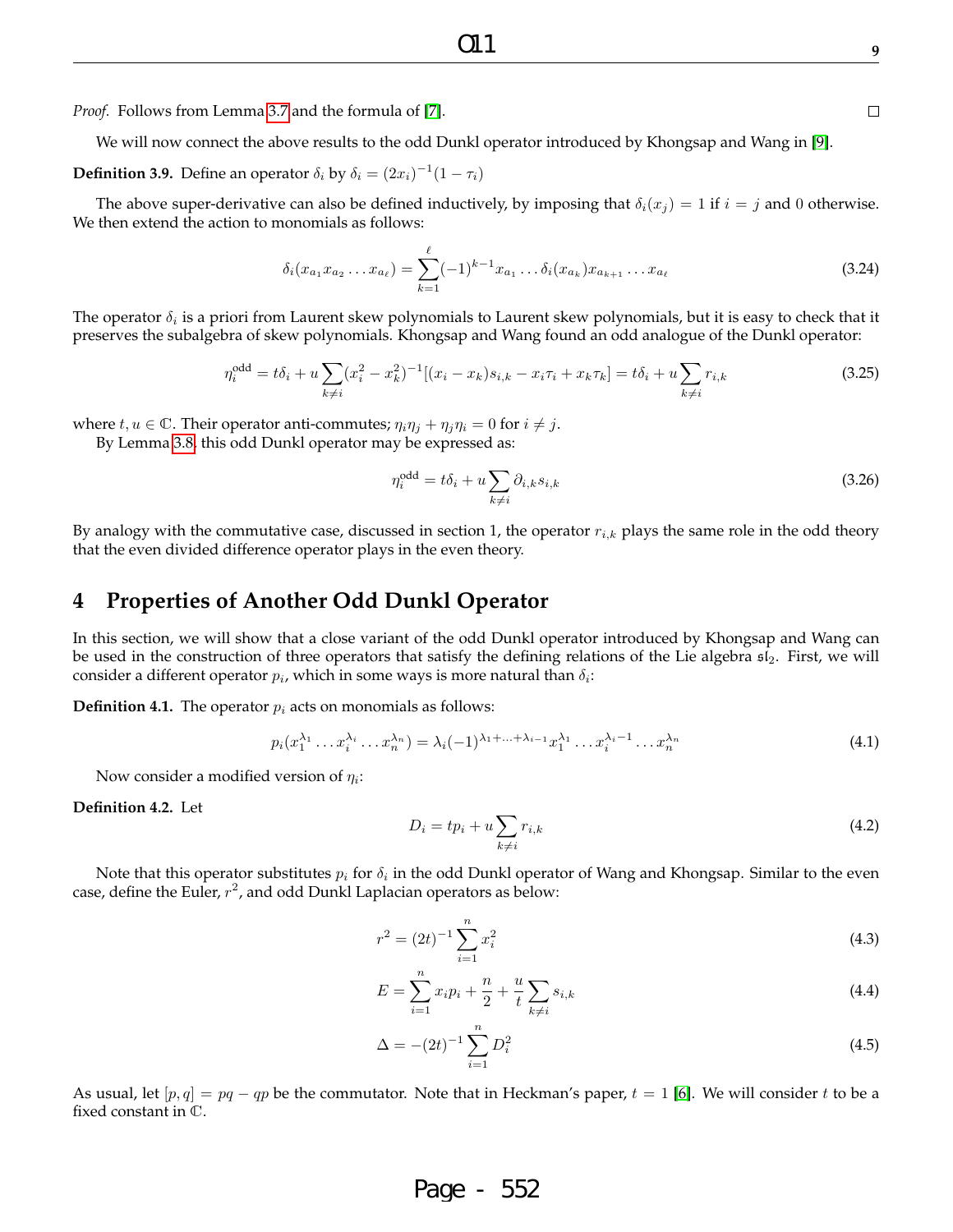*Proof.* Follows from Lemma 3.7 and the formula of [7]. □

We will now connect the above results to the odd Dunkl operator introduced by Khongsap and Wang in [9].

**Definition 3.9.** Define an operator $\delta_i$ by $\delta_i = (2x_i)^{-1}(1 - \tau_i)$

The above super-derivative can also be defined inductively, by imposing that $\delta_i(x_j) = 1$ if $i = j$ and $0$ otherwise. We then extend the action to monomials as follows:

$$\delta_i(x_{a_1}x_{a_2}\dots x_{a_\ell}) = \sum_{k=1}^{\ell}(-1)^{k-1}x_{a_1}\dots\delta_i(x_{a_k})x_{a_{k+1}}\dots x_{a_\ell} \tag{3.24}$$

The operator $\delta_i$ is a priori from Laurent skew polynomials to Laurent skew polynomials, but it is easy to check that it preserves the subalgebra of skew polynomials. Khongsap and Wang found an odd analogue of the Dunkl operator:

$$\eta_i^{\text{odd}} = t\delta_i + u\sum_{k\neq i}(x_i^2 - x_k^2)^{-1}[(x_i - x_k)s_{i,k} - x_i\tau_i + x_k\tau_k] = t\delta_i + u\sum_{k\neq i}r_{i,k} \tag{3.25}$$

where $t, u \in \mathbb{C}$. Their operator anti-commutes; $\eta_i\eta_j + \eta_j\eta_i = 0$ for $i \neq j$.

By Lemma 3.8, this odd Dunkl operator may be expressed as:

$$\eta_i^{\text{odd}} = t\delta_i + u\sum_{k\neq i}\partial_{i,k}s_{i,k} \tag{3.26}$$

By analogy with the commutative case, discussed in section 1, the operator $r_{i,k}$ plays the same role in the odd theory that the even divided difference operator plays in the even theory.

## 4 Properties of Another Odd Dunkl Operator

In this section, we will show that a close variant of the odd Dunkl operator introduced by Khongsap and Wang can be used in the construction of three operators that satisfy the defining relations of the Lie algebra $\mathfrak{sl}_2$. First, we will consider a different operator $p_i$, which in some ways is more natural than $\delta_i$:

**Definition 4.1.** The operator $p_i$ acts on monomials as follows:

$$p_i(x_1^{\lambda_1}\dots x_i^{\lambda_i}\dots x_n^{\lambda_n}) = \lambda_i(-1)^{\lambda_1+\dots+\lambda_{i-1}}x_1^{\lambda_1}\dots x_i^{\lambda_i-1}\dots x_n^{\lambda_n} \tag{4.1}$$

Now consider a modified version of $\eta_i$:

**Definition 4.2.** Let

$$D_i = tp_i + u\sum_{k\neq i}r_{i,k} \tag{4.2}$$

Note that this operator substitutes $p_i$ for $\delta_i$ in the odd Dunkl operator of Wang and Khongsap. Similar to the even case, define the Euler, $r^2$, and odd Dunkl Laplacian operators as below:

$$r^2 = (2t)^{-1}\sum_{i=1}^{n}x_i^2 \tag{4.3}$$

$$E = \sum_{i=1}^{n}x_ip_i + \frac{n}{2} + \frac{u}{t}\sum_{k\neq i}s_{i,k} \tag{4.4}$$

$$\Delta = -(2t)^{-1}\sum_{i=1}^{n}D_i^2 \tag{4.5}$$

As usual, let $[p,q] = pq - qp$ be the commutator. Note that in Heckman's paper, $t = 1$ [6]. We will consider $t$ to be a fixed constant in $\mathbb{C}$.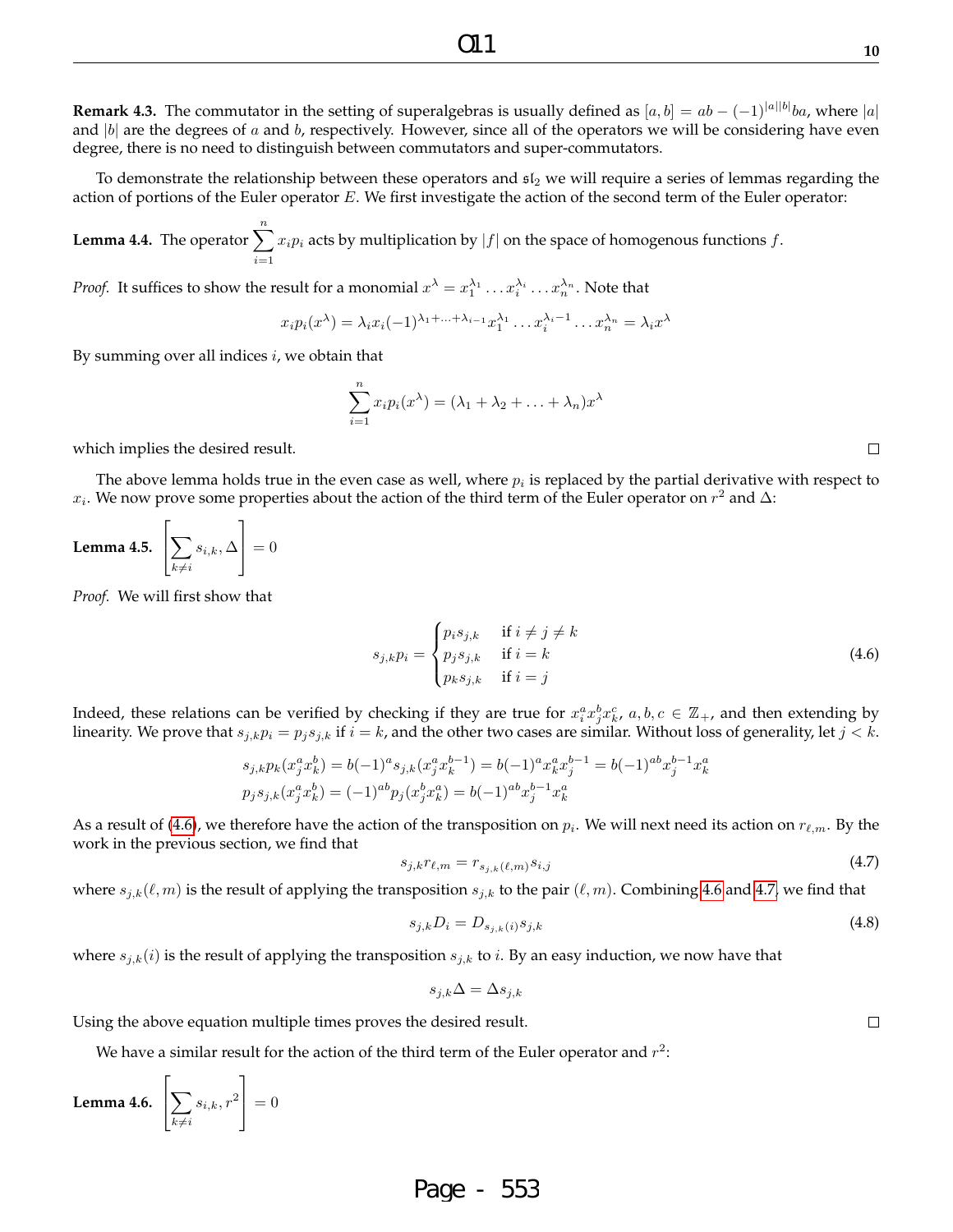**Remark 4.3.** The commutator in the setting of superalgebras is usually defined as $[a, b] = ab - (-1)^{|a||b|}ba$, where $|a|$ and $|b|$ are the degrees of $a$ and $b$, respectively. However, since all of the operators we will be considering have even degree, there is no need to distinguish between commutators and super-commutators.

To demonstrate the relationship between these operators and $\mathfrak{sl}_2$ we will require a series of lemmas regarding the action of portions of the Euler operator $E$. We first investigate the action of the second term of the Euler operator:

**Lemma 4.4.** The operator $\sum_{i=1}^{n} x_i p_i$ acts by multiplication by $|f|$ on the space of homogenous functions $f$.

*Proof.* It suffices to show the result for a monomial $x^\lambda = x_1^{\lambda_1} \dots x_i^{\lambda_i} \dots x_n^{\lambda_n}$. Note that

$$x_i p_i(x^\lambda) = \lambda_i x_i (-1)^{\lambda_1 + \dots + \lambda_{i-1}} x_1^{\lambda_1} \dots x_i^{\lambda_i - 1} \dots x_n^{\lambda_n} = \lambda_i x^\lambda$$

By summing over all indices $i$, we obtain that

$$\sum_{i=1}^{n} x_i p_i(x^\lambda) = (\lambda_1 + \lambda_2 + \dots + \lambda_n) x^\lambda$$

which implies the desired result. □

The above lemma holds true in the even case as well, where $p_i$ is replaced by the partial derivative with respect to $x_i$. We now prove some properties about the action of the third term of the Euler operator on $r^2$ and $\Delta$:

**Lemma 4.5.** $\left[\sum_{k \neq i} s_{i,k}, \Delta\right] = 0$

*Proof.* We will first show that

$$s_{j,k} p_i = \begin{cases} p_i s_{j,k} & \text{if } i \neq j \neq k \\ p_j s_{j,k} & \text{if } i = k \\ p_k s_{j,k} & \text{if } i = j \end{cases} \tag{4.6}$$

Indeed, these relations can be verified by checking if they are true for $x_i^a x_j^b x_k^c$, $a, b, c \in \mathbb{Z}_+$, and then extending by linearity. We prove that $s_{j,k} p_i = p_j s_{j,k}$ if $i = k$, and the other two cases are similar. Without loss of generality, let $j < k$.

$$s_{j,k} p_k(x_j^a x_k^b) = b(-1)^a s_{j,k}(x_j^a x_k^{b-1}) = b(-1)^a x_k^a x_j^{b-1} = b(-1)^{ab} x_j^{b-1} x_k^a$$
$$p_j s_{j,k}(x_j^a x_k^b) = (-1)^{ab} p_j(x_j^b x_k^a) = b(-1)^{ab} x_j^{b-1} x_k^a$$

As a result of (4.6), we therefore have the action of the transposition on $p_i$. We will next need its action on $r_{\ell,m}$. By the work in the previous section, we find that

$$s_{j,k} r_{\ell,m} = r_{s_{j,k}(\ell,m)} s_{i,j} \tag{4.7}$$

where $s_{j,k}(\ell, m)$ is the result of applying the transposition $s_{j,k}$ to the pair $(\ell, m)$. Combining 4.6 and 4.7, we find that

$$s_{j,k} D_i = D_{s_{j,k}(i)} s_{j,k} \tag{4.8}$$

where $s_{j,k}(i)$ is the result of applying the transposition $s_{j,k}$ to $i$. By an easy induction, we now have that

$$s_{j,k} \Delta = \Delta s_{j,k}$$

Using the above equation multiple times proves the desired result. □

We have a similar result for the action of the third term of the Euler operator and $r^2$:

**Lemma 4.6.** $\left[\sum_{k \neq i} s_{i,k}, r^2\right] = 0$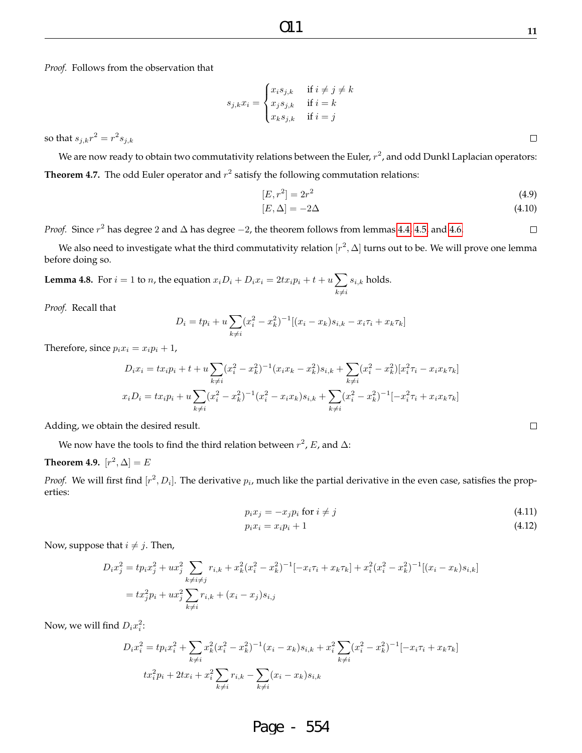*Proof.* Follows from the observation that

$$s_{j,k}x_i = \begin{cases} x_i s_{j,k} & \text{if } i \neq j \neq k \\ x_j s_{j,k} & \text{if } i = k \\ x_k s_{j,k} & \text{if } i = j \end{cases}$$

so that $s_{j,k}r^2 = r^2 s_{j,k}$ □

We are now ready to obtain two commutativity relations between the Euler, $r^2$, and odd Dunkl Laplacian operators:

**Theorem 4.7.** The odd Euler operator and $r^2$ satisfy the following commutation relations:

$$[E, r^2] = 2r^2 \tag{4.9}$$

$$[E, \Delta] = -2\Delta \tag{4.10}$$

*Proof.* Since $r^2$ has degree 2 and $\Delta$ has degree $-2$, the theorem follows from lemmas 4.4, 4.5, and 4.6. □

We also need to investigate what the third commutativity relation $[r^2, \Delta]$ turns out to be. We will prove one lemma before doing so.

**Lemma 4.8.** For $i = 1$ to $n$, the equation $x_i D_i + D_i x_i = 2t x_i p_i + t + u \sum_{k\neq i} s_{i,k}$ holds.

*Proof.* Recall that

$$D_i = tp_i + u\sum_{k\neq i}(x_i^2 - x_k^2)^{-1}[(x_i - x_k)s_{i,k} - x_i\tau_i + x_k\tau_k]$$

Therefore, since $p_i x_i = x_i p_i + 1$,

$$D_i x_i = t x_i p_i + t + u\sum_{k\neq i}(x_i^2 - x_k^2)^{-1}(x_i x_k - x_k^2)s_{i,k} + \sum_{k\neq i}(x_i^2 - x_k^2)[x_i^2\tau_i - x_i x_k \tau_k]$$

$$x_i D_i = t x_i p_i + u\sum_{k\neq i}(x_i^2 - x_k^2)^{-1}(x_i^2 - x_i x_k)s_{i,k} + \sum_{k\neq i}(x_i^2 - x_k^2)^{-1}[-x_i^2\tau_i + x_i x_k \tau_k]$$

Adding, we obtain the desired result. □

We now have the tools to find the third relation between $r^2$, $E$, and $\Delta$:

**Theorem 4.9.** $[r^2, \Delta] = E$

*Proof.* We will first find $[r^2, D_i]$. The derivative $p_i$, much like the partial derivative in the even case, satisfies the properties:

$$p_i x_j = -x_j p_i \text{ for } i \neq j \tag{4.11}$$

$$p_i x_i = x_i p_i + 1 \tag{4.12}$$

Now, suppose that $i \neq j$. Then,

$$\begin{aligned} D_i x_j^2 &= tp_i x_j^2 + u x_j^2 \sum_{k\neq i\neq j} r_{i,k} + x_k^2(x_i^2 - x_k^2)^{-1}[-x_i\tau_i + x_k\tau_k] + x_i^2(x_i^2 - x_k^2)^{-1}[(x_i - x_k)s_{i,k}] \\ &= t x_j^2 p_i + u x_j^2 \sum_{k\neq i} r_{i,k} + (x_i - x_j)s_{i,j} \end{aligned}$$

Now, we will find $D_i x_i^2$:

$$D_i x_i^2 = tp_i x_i^2 + \sum_{k\neq i} x_k^2(x_i^2 - x_k^2)^{-1}(x_i - x_k)s_{i,k} + x_i^2\sum_{k\neq i}(x_i^2 - x_k^2)^{-1}[-x_i\tau_i + x_k\tau_k]$$

$$t x_i^2 p_i + 2t x_i + x_i^2 \sum_{k\neq i} r_{i,k} - \sum_{k\neq i}(x_i - x_k)s_{i,k}$$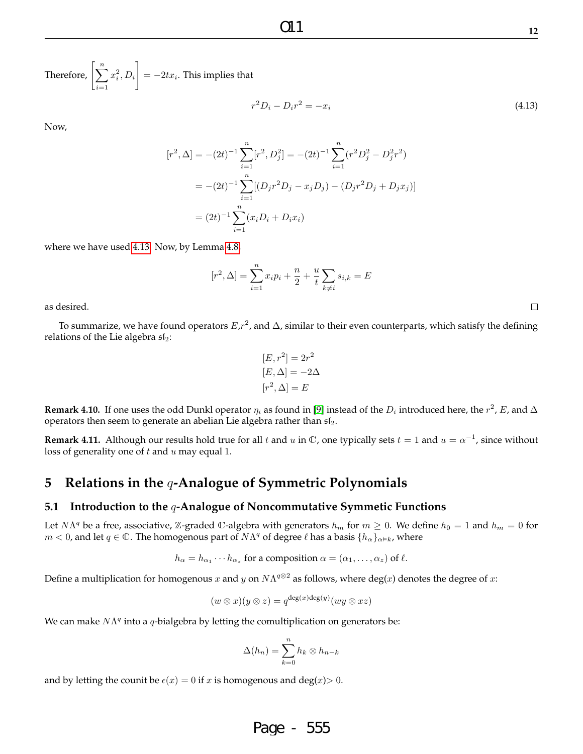Therefore, $\left[\sum_{i=1}^{n} x_i^2, D_i\right] = -2tx_i$. This implies that

$$r^2 D_i - D_i r^2 = -x_i \tag{4.13}$$

Now,

$$\begin{aligned}
[r^2, \Delta] &= -(2t)^{-1} \sum_{i=1}^{n} [r^2, D_j^2] = -(2t)^{-1} \sum_{i=1}^{n} (r^2 D_j^2 - D_j^2 r^2) \\
&= -(2t)^{-1} \sum_{i=1}^{n} [(D_j r^2 D_j - x_j D_j) - (D_j r^2 D_j + D_j x_j)] \\
&= (2t)^{-1} \sum_{i=1}^{n} (x_i D_i + D_i x_i)
\end{aligned}$$

where we have used 4.13. Now, by Lemma 4.8,

$$[r^2, \Delta] = \sum_{i=1}^{n} x_i p_i + \frac{n}{2} + \frac{u}{t} \sum_{k \neq i} s_{i,k} = E$$

as desired. □

To summarize, we have found operators $E$,$r^2$, and $\Delta$, similar to their even counterparts, which satisfy the defining relations of the Lie algebra $\mathfrak{sl}_2$:

$$\begin{aligned}
[E, r^2] &= 2r^2 \\
[E, \Delta] &= -2\Delta \\
[r^2, \Delta] &= E
\end{aligned}$$

**Remark 4.10.** If one uses the odd Dunkl operator $\eta_i$ as found in [9] instead of the $D_i$ introduced here, the $r^2$, $E$, and $\Delta$ operators then seem to generate an abelian Lie algebra rather than $\mathfrak{sl}_2$.

**Remark 4.11.** Although our results hold true for all $t$ and $u$ in $\mathbb{C}$, one typically sets $t = 1$ and $u = \alpha^{-1}$, since without loss of generality one of $t$ and $u$ may equal 1.

## 5 Relations in the $q$-Analogue of Symmetric Polynomials

### 5.1 Introduction to the $q$-Analogue of Noncommutative Symmetic Functions

Let $N\Lambda^q$ be a free, associative, $\mathbb{Z}$-graded $\mathbb{C}$-algebra with generators $h_m$ for $m \geq 0$. We define $h_0 = 1$ and $h_m = 0$ for $m < 0$, and let $q \in \mathbb{C}$. The homogenous part of $N\Lambda^q$ of degree $\ell$ has a basis $\{h_\alpha\}_{\alpha \vDash k}$, where

$$h_\alpha = h_{\alpha_1} \cdots h_{\alpha_z} \text{ for a composition } \alpha = (\alpha_1, \ldots, \alpha_z) \text{ of } \ell.$$

Define a multiplication for homogenous $x$ and $y$ on $N\Lambda^{q \otimes 2}$ as follows, where deg($x$) denotes the degree of $x$:

$$(w \otimes x)(y \otimes z) = q^{\deg(x)\deg(y)}(wy \otimes xz)$$

We can make $N\Lambda^q$ into a $q$-bialgebra by letting the comultiplication on generators be:

$$\Delta(h_n) = \sum_{k=0}^{n} h_k \otimes h_{n-k}$$

and by letting the counit be $\epsilon(x) = 0$ if $x$ is homogenous and deg($x$)$> 0$.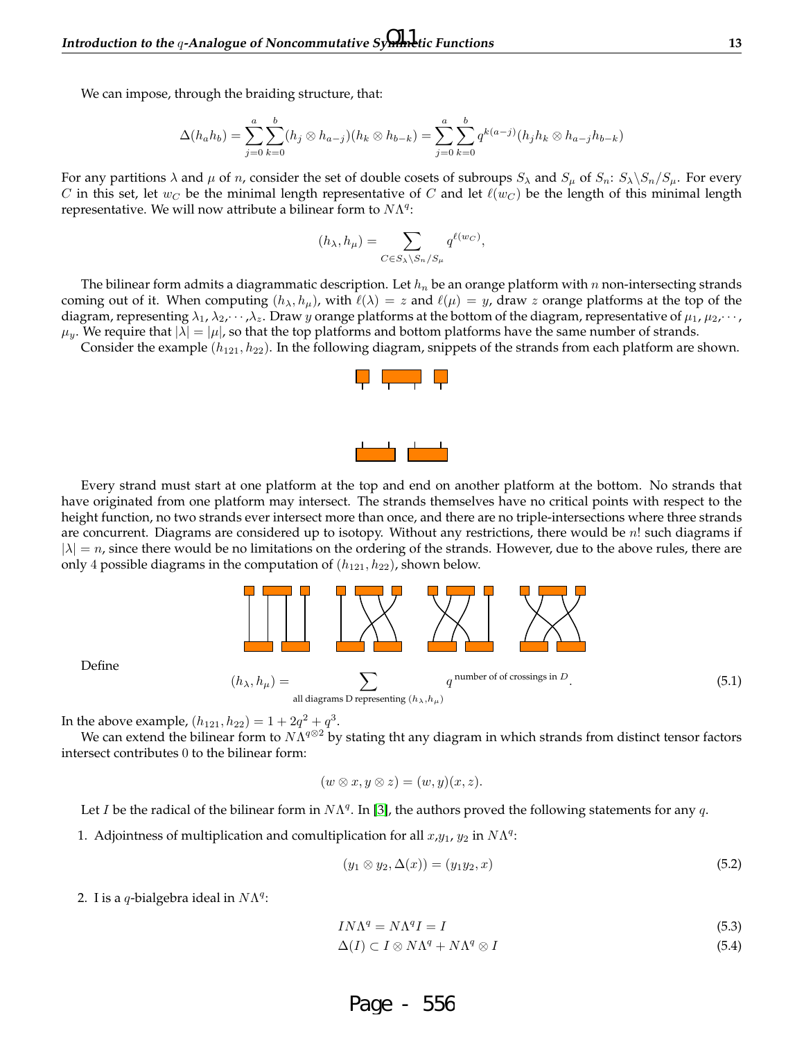We can impose, through the braiding structure, that:

$$\Delta(h_a h_b) = \sum_{j=0}^{a}\sum_{k=0}^{b}(h_j \otimes h_{a-j})(h_k \otimes h_{b-k}) = \sum_{j=0}^{a}\sum_{k=0}^{b} q^{k(a-j)}(h_j h_k \otimes h_{a-j}h_{b-k})$$

For any partitions $\lambda$ and $\mu$ of $n$, consider the set of double cosets of subroups $S_\lambda$ and $S_\mu$ of $S_n$: $S_\lambda \backslash S_n / S_\mu$. For every $C$ in this set, let $w_C$ be the minimal length representative of $C$ and let $\ell(w_C)$ be the length of this minimal length representative. We will now attribute a bilinear form to $N\Lambda^q$:

$$(h_\lambda, h_\mu) = \sum_{C \in S_\lambda \backslash S_n / S_\mu} q^{\ell(w_C)},$$

The bilinear form admits a diagrammatic description. Let $h_n$ be an orange platform with $n$ non-intersecting strands coming out of it. When computing $(h_\lambda, h_\mu)$, with $\ell(\lambda) = z$ and $\ell(\mu) = y$, draw $z$ orange platforms at the top of the diagram, representing $\lambda_1, \lambda_2, \cdots, \lambda_z$. Draw $y$ orange platforms at the bottom of the diagram, representative of $\mu_1, \mu_2, \cdots, \mu_y$. We require that $|\lambda| = |\mu|$, so that the top platforms and bottom platforms have the same number of strands.

Consider the example $(h_{121}, h_{22})$. In the following diagram, snippets of the strands from each platform are shown.

Every strand must start at one platform at the top and end on another platform at the bottom. No strands that have originated from one platform may intersect. The strands themselves have no critical points with respect to the height function, no two strands ever intersect more than once, and there are no triple-intersections where three strands are concurrent. Diagrams are considered up to isotopy. Without any restrictions, there would be $n!$ such diagrams if $|\lambda| = n$, since there would be no limitations on the ordering of the strands. However, due to the above rules, there are only 4 possible diagrams in the computation of $(h_{121}, h_{22})$, shown below.

Define

$$(h_\lambda, h_\mu) = \sum_{\text{all diagrams D representing } (h_\lambda, h_\mu)} q^{\text{number of of crossings in } D}. \tag{5.1}$$

In the above example, $(h_{121}, h_{22}) = 1 + 2q^2 + q^3$.

We can extend the bilinear form to $N\Lambda^{q\otimes 2}$ by stating tht any diagram in which strands from distinct tensor factors intersect contributes 0 to the bilinear form:

$$(w \otimes x, y \otimes z) = (w, y)(x, z).$$

Let $I$ be the radical of the bilinear form in $N\Lambda^q$. In [3], the authors proved the following statements for any $q$.

1. Adjointness of multiplication and comultiplication for all $x$, $y_1$, $y_2$ in $N\Lambda^q$:

$$(y_1 \otimes y_2, \Delta(x)) = (y_1 y_2, x) \tag{5.2}$$

2. I is a $q$-bialgebra ideal in $N\Lambda^q$:

$$I N\Lambda^q = N\Lambda^q I = I \tag{5.3}$$

$$\Delta(I) \subset I \otimes N\Lambda^q + N\Lambda^q \otimes I \tag{5.4}$$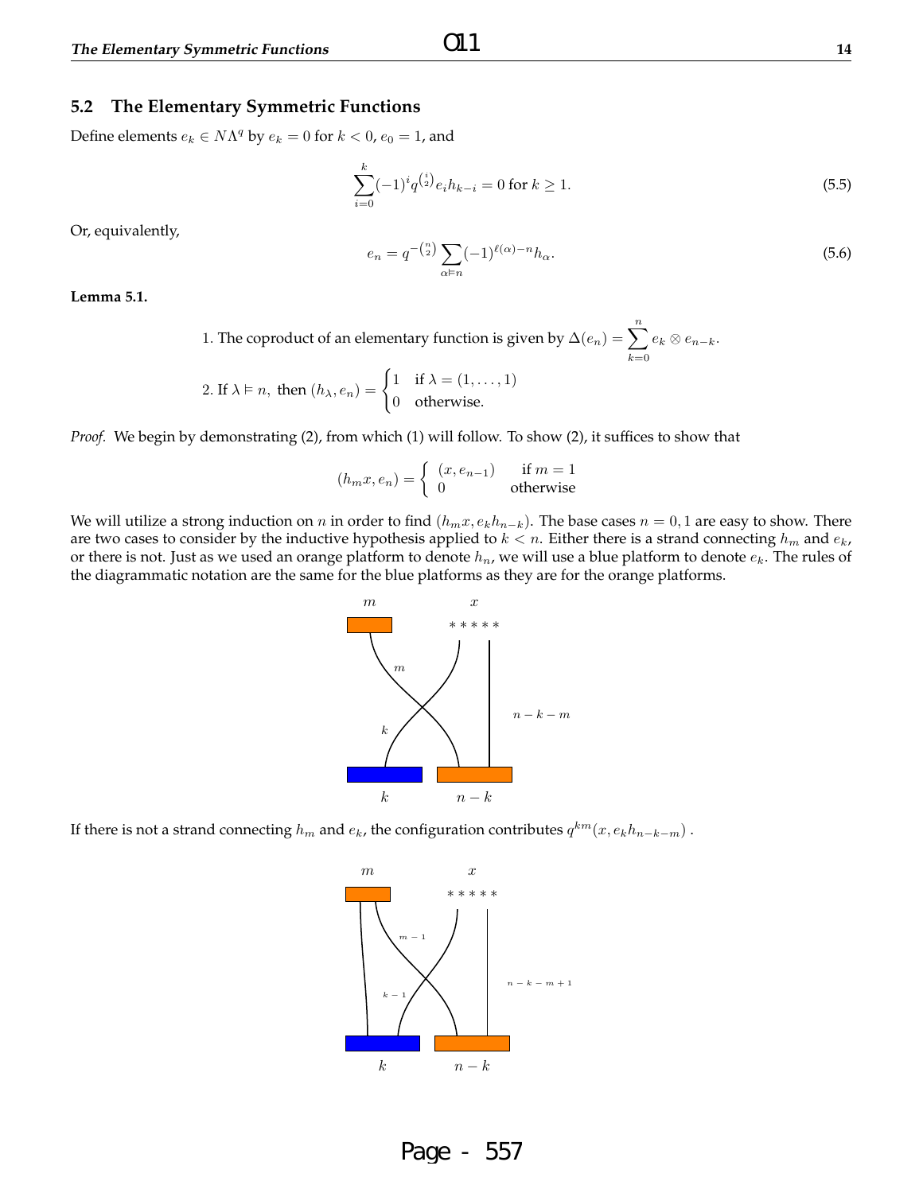## 5.2 The Elementary Symmetric Functions

Define elements $e_k \in N\Lambda^q$ by $e_k = 0$ for $k < 0$, $e_0 = 1$, and

$$\sum_{i=0}^{k} (-1)^i q^{\binom{i}{2}} e_i h_{k-i} = 0 \text{ for } k \geq 1. \tag{5.5}$$

Or, equivalently,

$$e_n = q^{-\binom{n}{2}} \sum_{\alpha \vDash n} (-1)^{\ell(\alpha)-n} h_\alpha. \tag{5.6}$$

**Lemma 5.1.**

1. The coproduct of an elementary function is given by $\Delta(e_n) = \sum_{k=0}^{n} e_k \otimes e_{n-k}$.
2. If $\lambda \vDash n$, then $(h_\lambda, e_n) = \begin{cases} 1 & \text{if } \lambda = (1, \ldots, 1) \\ 0 & \text{otherwise.} \end{cases}$

*Proof.* We begin by demonstrating (2), from which (1) will follow. To show (2), it suffices to show that

$$(h_m x, e_n) = \begin{cases} (x, e_{n-1}) & \text{if } m = 1 \\ 0 & \text{otherwise} \end{cases}$$

We will utilize a strong induction on $n$ in order to find $(h_m x, e_k h_{n-k})$. The base cases $n = 0, 1$ are easy to show. There are two cases to consider by the inductive hypothesis applied to $k < n$. Either there is a strand connecting $h_m$ and $e_k$, or there is not. Just as we used an orange platform to denote $h_n$, we will use a blue platform to denote $e_k$. The rules of the diagrammatic notation are the same for the blue platforms as they are for the orange platforms.

If there is not a strand connecting $h_m$ and $e_k$, the configuration contributes $q^{km}(x, e_k h_{n-k-m})$ .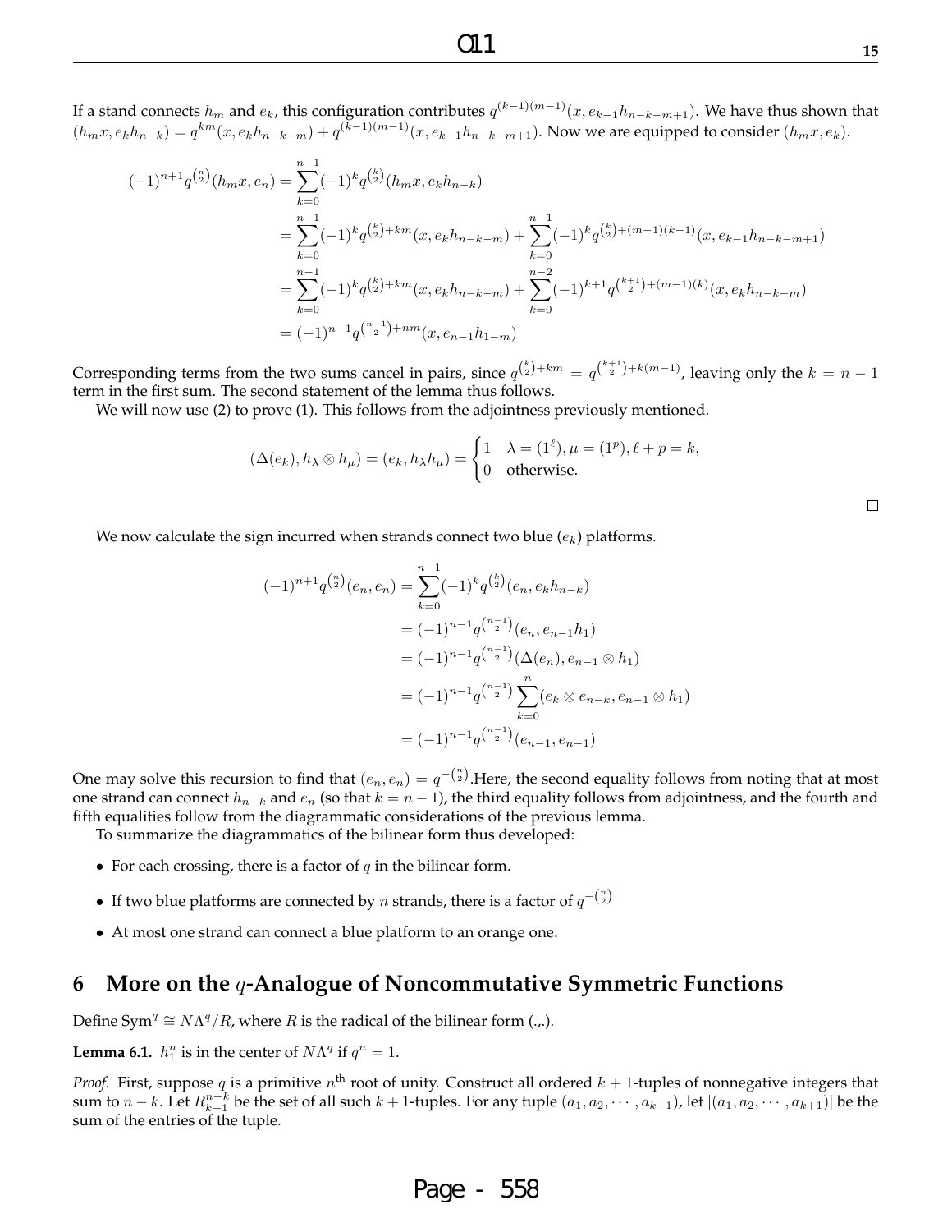If a stand connects $h_m$ and $e_k$, this configuration contributes $q^{(k-1)(m-1)}(x, e_{k-1}h_{n-k-m+1})$. We have thus shown that $(h_m x, e_k h_{n-k}) = q^{km}(x, e_k h_{n-k-m}) + q^{(k-1)(m-1)}(x, e_{k-1}h_{n-k-m+1})$. Now we are equipped to consider $(h_m x, e_k)$.

$$
\begin{aligned}
(-1)^{n+1}q^{\binom{n}{2}}(h_m x, e_n) &= \sum_{k=0}^{n-1}(-1)^k q^{\binom{k}{2}}(h_m x, e_k h_{n-k}) \\
&= \sum_{k=0}^{n-1}(-1)^k q^{\binom{k}{2}+km}(x, e_k h_{n-k-m}) + \sum_{k=0}^{n-1}(-1)^k q^{\binom{k}{2}+(m-1)(k-1)}(x, e_{k-1}h_{n-k-m+1}) \\
&= \sum_{k=0}^{n-1}(-1)^k q^{\binom{k}{2}+km}(x, e_k h_{n-k-m}) + \sum_{k=0}^{n-2}(-1)^{k+1} q^{\binom{k+1}{2}+(m-1)(k)}(x, e_k h_{n-k-m}) \\
&= (-1)^{n-1}q^{\binom{n-1}{2}+nm}(x, e_{n-1}h_{1-m})
\end{aligned}
$$

Corresponding terms from the two sums cancel in pairs, since $q^{\binom{k}{2}+km} = q^{\binom{k+1}{2}+k(m-1)}$, leaving only the $k = n-1$ term in the first sum. The second statement of the lemma thus follows.

We will now use (2) to prove (1). This follows from the adjointness previously mentioned.

$$
(\Delta(e_k), h_\lambda \otimes h_\mu) = (e_k, h_\lambda h_\mu) = \begin{cases} 1 & \lambda = (1^\ell), \mu = (1^p), \ell + p = k, \\ 0 & \text{otherwise.} \end{cases}
$$

□

We now calculate the sign incurred when strands connect two blue ($e_k$) platforms.

$$
\begin{aligned}
(-1)^{n+1}q^{\binom{n}{2}}(e_n, e_n) &= \sum_{k=0}^{n-1}(-1)^k q^{\binom{k}{2}}(e_n, e_k h_{n-k}) \\
&= (-1)^{n-1}q^{\binom{n-1}{2}}(e_n, e_{n-1}h_1) \\
&= (-1)^{n-1}q^{\binom{n-1}{2}}(\Delta(e_n), e_{n-1} \otimes h_1) \\
&= (-1)^{n-1}q^{\binom{n-1}{2}}\sum_{k=0}^{n}(e_k \otimes e_{n-k}, e_{n-1} \otimes h_1) \\
&= (-1)^{n-1}q^{\binom{n-1}{2}}(e_{n-1}, e_{n-1})
\end{aligned}
$$

One may solve this recursion to find that $(e_n, e_n) = q^{-\binom{n}{2}}$.Here, the second equality follows from noting that at most one strand can connect $h_{n-k}$ and $e_n$ (so that $k = n-1$), the third equality follows from adjointness, and the fourth and fifth equalities follow from the diagrammatic considerations of the previous lemma.

To summarize the diagrammatics of the bilinear form thus developed:

- For each crossing, there is a factor of $q$ in the bilinear form.
- If two blue platforms are connected by $n$ strands, there is a factor of $q^{-\binom{n}{2}}$
- At most one strand can connect a blue platform to an orange one.

## 6 More on the $q$-Analogue of Noncommutative Symmetric Functions

Define $\text{Sym}^q \cong N\Lambda^q/R$, where $R$ is the radical of the bilinear form $(.,.)$.

**Lemma 6.1.** $h_1^n$ is in the center of $N\Lambda^q$ if $q^n = 1$.

*Proof.* First, suppose $q$ is a primitive $n^{\text{th}}$ root of unity. Construct all ordered $k+1$-tuples of nonnegative integers that sum to $n-k$. Let $R_{k+1}^{n-k}$ be the set of all such $k+1$-tuples. For any tuple $(a_1, a_2, \cdots, a_{k+1})$, let $|(a_1, a_2, \cdots, a_{k+1})|$ be the sum of the entries of the tuple.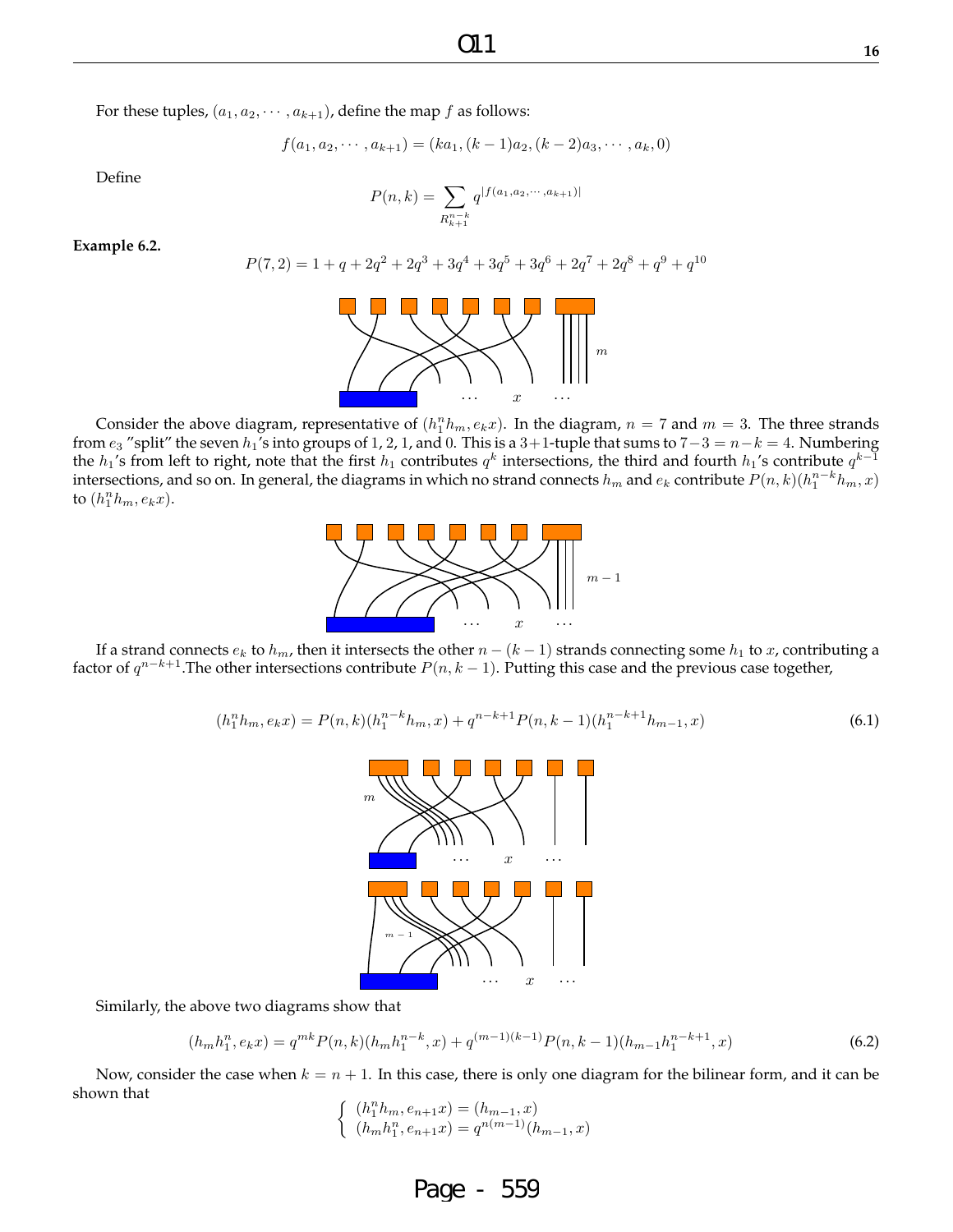For these tuples, $(a_1, a_2, \cdots, a_{k+1})$, define the map $f$ as follows:

$$f(a_1, a_2, \cdots, a_{k+1}) = (ka_1, (k-1)a_2, (k-2)a_3, \cdots, a_k, 0)$$

Define

$$P(n,k) = \sum_{R_{k+1}^{n-k}} q^{|f(a_1, a_2, \cdots, a_{k+1})|}$$

**Example 6.2.**

$$P(7,2) = 1 + q + 2q^2 + 2q^3 + 3q^4 + 3q^5 + 3q^6 + 2q^7 + 2q^8 + q^9 + q^{10}$$

Consider the above diagram, representative of $(h_1^n h_m, e_k x)$. In the diagram, $n = 7$ and $m = 3$. The three strands from $e_3$ "split" the seven $h_1$'s into groups of 1, 2, 1, and 0. This is a 3+1-tuple that sums to $7-3 = n-k = 4$. Numbering the $h_1$'s from left to right, note that the first $h_1$ contributes $q^k$ intersections, the third and fourth $h_1$'s contribute $q^{k-1}$ intersections, and so on. In general, the diagrams in which no strand connects $h_m$ and $e_k$ contribute $P(n,k)(h_1^{n-k} h_m, x)$ to $(h_1^n h_m, e_k x)$.

If a strand connects $e_k$ to $h_m$, then it intersects the other $n-(k-1)$ strands connecting some $h_1$ to $x$, contributing a factor of $q^{n-k+1}$.The other intersections contribute $P(n, k-1)$. Putting this case and the previous case together,

$$(h_1^n h_m, e_k x) = P(n,k)(h_1^{n-k} h_m, x) + q^{n-k+1} P(n, k-1)(h_1^{n-k+1} h_{m-1}, x) \tag{6.1}$$

Similarly, the above two diagrams show that

$$(h_m h_1^n, e_k x) = q^{mk} P(n,k)(h_m h_1^{n-k}, x) + q^{(m-1)(k-1)} P(n, k-1)(h_{m-1} h_1^{n-k+1}, x) \tag{6.2}$$

Now, consider the case when $k = n+1$. In this case, there is only one diagram for the bilinear form, and it can be shown that

$$\begin{cases} (h_1^n h_m, e_{n+1} x) = (h_{m-1}, x) \\ (h_m h_1^n, e_{n+1} x) = q^{n(m-1)}(h_{m-1}, x) \end{cases}$$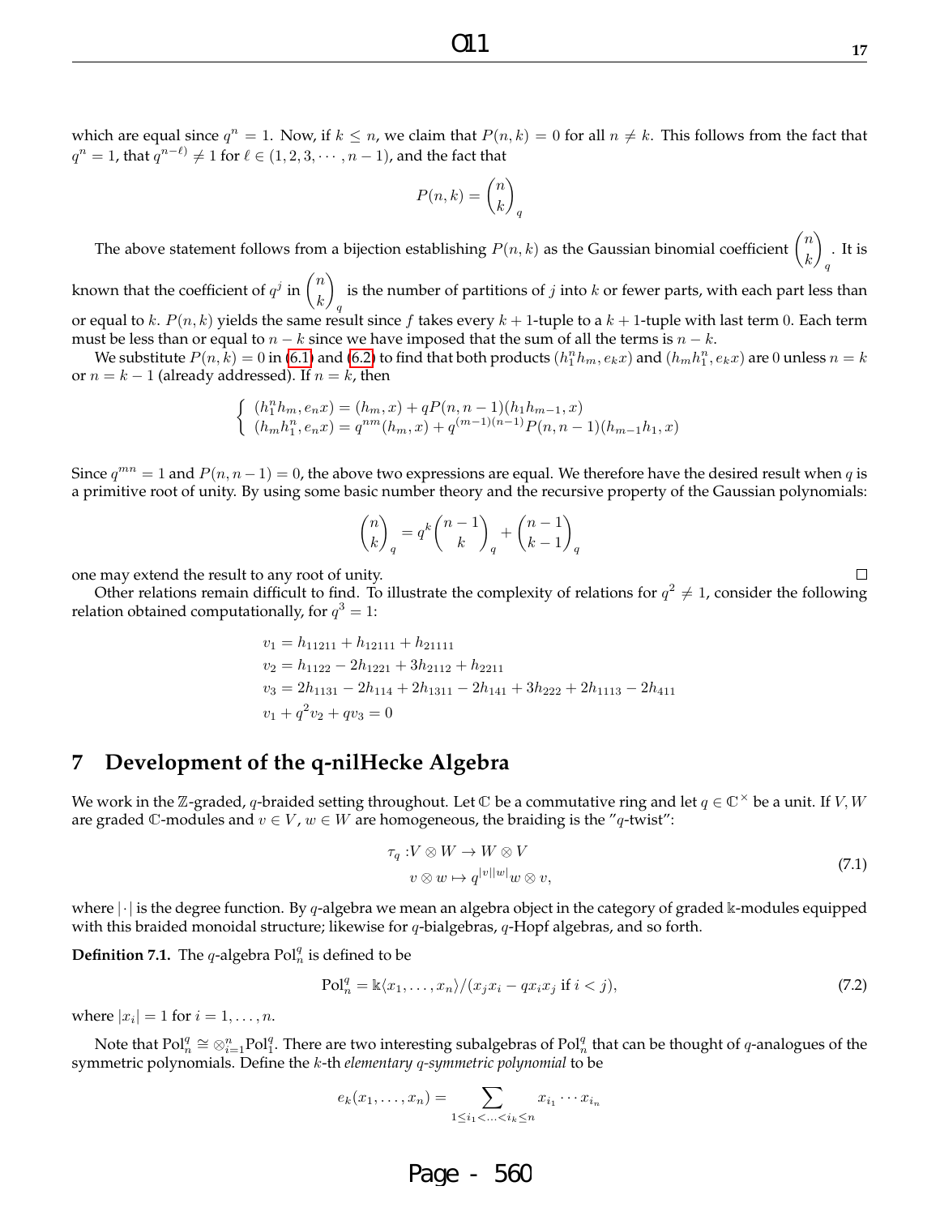which are equal since $q^n = 1$. Now, if $k \leq n$, we claim that $P(n,k) = 0$ for all $n \neq k$. This follows from the fact that $q^n = 1$, that $q^{n-\ell)} \neq 1$ for $\ell \in (1, 2, 3, \cdots, n-1)$, and the fact that

$$P(n,k) = \binom{n}{k}_q$$

The above statement follows from a bijection establishing $P(n,k)$ as the Gaussian binomial coefficient $\binom{n}{k}_q$. It is known that the coefficient of $q^j$ in $\binom{n}{k}_q$ is the number of partitions of $j$ into $k$ or fewer parts, with each part less than or equal to $k$. $P(n,k)$ yields the same result since $f$ takes every $k+1$-tuple to a $k+1$-tuple with last term 0. Each term must be less than or equal to $n-k$ since we have imposed that the sum of all the terms is $n-k$.

We substitute $P(n,k) = 0$ in (6.1) and (6.2) to find that both products $(h_1^n h_m, e_k x)$ and $(h_m h_1^n, e_k x)$ are 0 unless $n = k$ or $n = k-1$ (already addressed). If $n = k$, then

$$\begin{cases} (h_1^n h_m, e_n x) = (h_m, x) + qP(n, n-1)(h_1 h_{m-1}, x) \\ (h_m h_1^n, e_n x) = q^{nm}(h_m, x) + q^{(m-1)(n-1)}P(n, n-1)(h_{m-1}h_1, x) \end{cases}$$

Since $q^{mn} = 1$ and $P(n, n-1) = 0$, the above two expressions are equal. We therefore have the desired result when $q$ is a primitive root of unity. By using some basic number theory and the recursive property of the Gaussian polynomials:

$$\binom{n}{k}_q = q^k \binom{n-1}{k}_q + \binom{n-1}{k-1}_q$$

one may extend the result to any root of unity. □

Other relations remain difficult to find. To illustrate the complexity of relations for $q^2 \neq 1$, consider the following relation obtained computationally, for $q^3 = 1$:

$$\begin{aligned}
v_1 &= h_{11211} + h_{12111} + h_{21111} \\
v_2 &= h_{1122} - 2h_{1221} + 3h_{2112} + h_{2211} \\
v_3 &= 2h_{1131} - 2h_{114} + 2h_{1311} - 2h_{141} + 3h_{222} + 2h_{1113} - 2h_{411} \\
v_1 &+ q^2 v_2 + q v_3 = 0
\end{aligned}$$

## 7 Development of the q-nilHecke Algebra

We work in the $\mathbb{Z}$-graded, $q$-braided setting throughout. Let $\mathbb{C}$ be a commutative ring and let $q \in \mathbb{C}^\times$ be a unit. If $V, W$ are graded $\mathbb{C}$-modules and $v \in V$, $w \in W$ are homogeneous, the braiding is the "$q$-twist":

$$\begin{aligned} \tau_q : &V \otimes W \to W \otimes V \\ &v \otimes w \mapsto q^{|v||w|} w \otimes v, \end{aligned} \tag{7.1}$$

where $|\cdot|$ is the degree function. By $q$-algebra we mean an algebra object in the category of graded $\Bbbk$-modules equipped with this braided monoidal structure; likewise for $q$-bialgebras, $q$-Hopf algebras, and so forth.

**Definition 7.1.** The $q$-algebra $\mathrm{Pol}_n^q$ is defined to be

$$\mathrm{Pol}_n^q = \Bbbk\langle x_1, \ldots, x_n \rangle / (x_j x_i - q x_i x_j \text{ if } i < j), \tag{7.2}$$

where $|x_i| = 1$ for $i = 1, \ldots, n$.

Note that $\mathrm{Pol}_n^q \cong \otimes_{i=1}^n \mathrm{Pol}_1^q$. There are two interesting subalgebras of $\mathrm{Pol}_n^q$ that can be thought of $q$-analogues of the symmetric polynomials. Define the $k$-th *elementary $q$-symmetric polynomial* to be

$$e_k(x_1, \ldots, x_n) = \sum_{1 \leq i_1 < \ldots < i_k \leq n} x_{i_1} \cdots x_{i_n}$$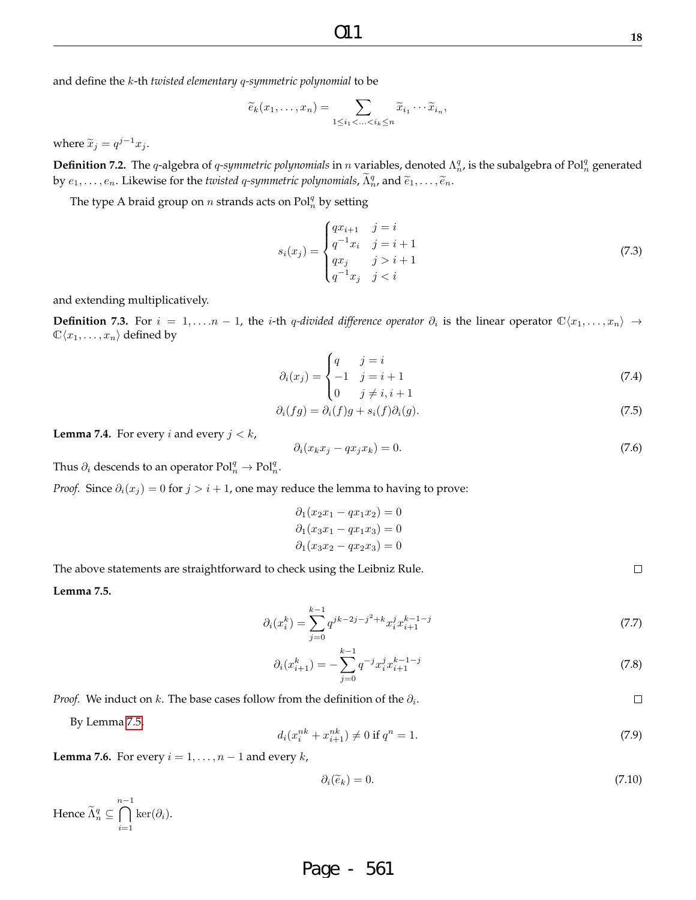and define the $k$-th *twisted elementary $q$-symmetric polynomial* to be

$$\widetilde{e}_k(x_1, \ldots, x_n) = \sum_{1 \le i_1 < \ldots < i_k \le n} \widetilde{x}_{i_1} \cdots \widetilde{x}_{i_n},$$

where $\widetilde{x}_j = q^{j-1}x_j$.

**Definition 7.2.** The $q$-algebra of *$q$-symmetric polynomials* in $n$ variables, denoted $\Lambda_n^q$, is the subalgebra of $\mathrm{Pol}_n^q$ generated by $e_1, \ldots, e_n$. Likewise for the *twisted $q$-symmetric polynomials*, $\widetilde{\Lambda}_n^q$, and $\widetilde{e}_1, \ldots, \widetilde{e}_n$.

The type A braid group on $n$ strands acts on $\mathrm{Pol}_n^q$ by setting

$$s_i(x_j) = \begin{cases} qx_{i+1} & j = i \\ q^{-1}x_i & j = i+1 \\ qx_j & j > i+1 \\ q^{-1}x_j & j < i \end{cases} \tag{7.3}$$

and extending multiplicatively.

**Definition 7.3.** For $i = 1, \ldots n-1$, the $i$-th *$q$-divided difference operator* $\partial_i$ is the linear operator $\mathbb{C}\langle x_1, \ldots, x_n\rangle \to \mathbb{C}\langle x_1, \ldots, x_n\rangle$ defined by

$$\partial_i(x_j) = \begin{cases} q & j = i \\ -1 & j = i+1 \\ 0 & j \ne i, i+1 \end{cases} \tag{7.4}$$

$$\partial_i(fg) = \partial_i(f)g + s_i(f)\partial_i(g). \tag{7.5}$$

**Lemma 7.4.** For every $i$ and every $j < k$,

$$\partial_i(x_k x_j - q x_j x_k) = 0. \tag{7.6}$$

Thus $\partial_i$ descends to an operator $\mathrm{Pol}_n^q \to \mathrm{Pol}_n^q$.

*Proof.* Since $\partial_i(x_j) = 0$ for $j > i+1$, one may reduce the lemma to having to prove:

$$\partial_1(x_2x_1 - qx_1x_2) = 0$$
$$\partial_1(x_3x_1 - qx_1x_3) = 0$$
$$\partial_1(x_3x_2 - qx_2x_3) = 0$$

The above statements are straightforward to check using the Leibniz Rule. □

**Lemma 7.5.**

$$\partial_i(x_i^k) = \sum_{j=0}^{k-1} q^{jk-2j-j^2+k} x_i^j x_{i+1}^{k-1-j} \tag{7.7}$$

$$\partial_i(x_{i+1}^k) = -\sum_{j=0}^{k-1} q^{-j} x_i^j x_{i+1}^{k-1-j} \tag{7.8}$$

*Proof.* We induct on $k$. The base cases follow from the definition of the $\partial_i$. □

By Lemma 7.5,

$$d_i(x_i^{nk} + x_{i+1}^{nk}) \ne 0 \text{ if } q^n = 1. \tag{7.9}$$

**Lemma 7.6.** For every $i = 1, \ldots, n-1$ and every $k$,

$$\partial_i(\widetilde{e}_k) = 0. \tag{7.10}$$

Hence $\widetilde{\Lambda}_n^q \subseteq \bigcap_{i=1}^{n-1} \ker(\partial_i)$.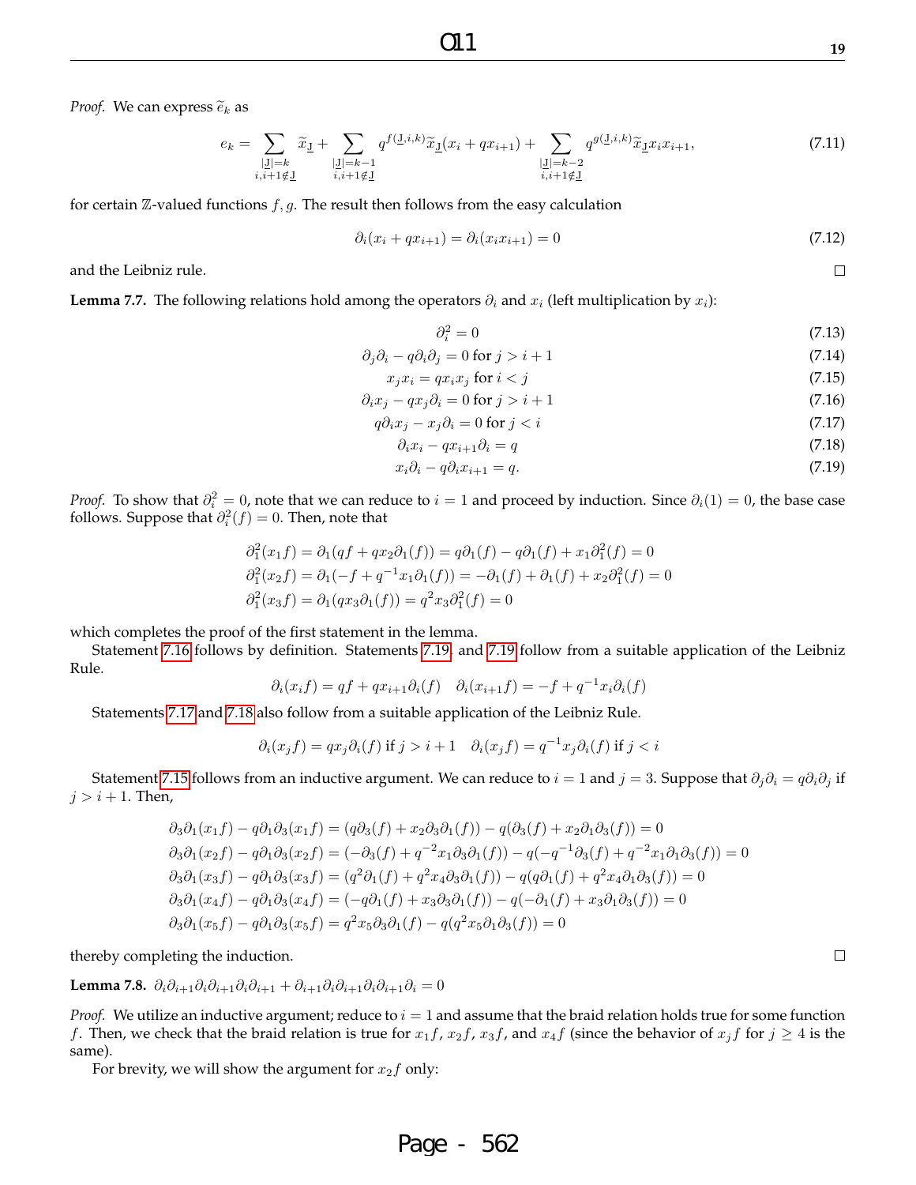*Proof.* We can express $\widetilde{e}_k$ as

$$e_k = \sum_{\substack{|\underline{J}|=k \\ i,i+1 \notin \underline{J}}} \widetilde{x}_{\underline{J}} + \sum_{\substack{|\underline{J}|=k-1 \\ i,i+1 \notin \underline{J}}} q^{f(\underline{J},i,k)} \widetilde{x}_{\underline{J}}(x_i + qx_{i+1}) + \sum_{\substack{|\underline{J}|=k-2 \\ i,i+1 \notin \underline{J}}} q^{g(\underline{J},i,k)} \widetilde{x}_{\underline{J}} x_i x_{i+1}, \tag{7.11}$$

for certain $\mathbb{Z}$-valued functions $f, g$. The result then follows from the easy calculation

$$\partial_i(x_i + qx_{i+1}) = \partial_i(x_i x_{i+1}) = 0 \tag{7.12}$$

and the Leibniz rule. □

**Lemma 7.7.** The following relations hold among the operators $\partial_i$ and $x_i$ (left multiplication by $x_i$):

$$\partial_i^2 = 0 \tag{7.13}$$

$$\partial_j \partial_i - q\partial_i \partial_j = 0 \text{ for } j > i+1 \tag{7.14}$$

$$x_j x_i = q x_i x_j \text{ for } i < j \tag{7.15}$$

$$\partial_i x_j - q x_j \partial_i = 0 \text{ for } j > i+1 \tag{7.16}$$

$$q\partial_i x_j - x_j \partial_i = 0 \text{ for } j < i \tag{7.17}$$

$$\partial_i x_i - q x_{i+1} \partial_i = q \tag{7.18}$$

$$x_i \partial_i - q\partial_i x_{i+1} = q. \tag{7.19}$$

*Proof.* To show that $\partial_i^2 = 0$, note that we can reduce to $i = 1$ and proceed by induction. Since $\partial_i(1) = 0$, the base case follows. Suppose that $\partial_i^2(f) = 0$. Then, note that

$$\partial_1^2(x_1 f) = \partial_1(qf + qx_2\partial_1(f)) = q\partial_1(f) - q\partial_1(f) + x_1\partial_1^2(f) = 0$$

$$\partial_1^2(x_2 f) = \partial_1(-f + q^{-1}x_1\partial_1(f)) = -\partial_1(f) + \partial_1(f) + x_2\partial_1^2(f) = 0$$

$$\partial_1^2(x_3 f) = \partial_1(qx_3\partial_1(f)) = q^2 x_3 \partial_1^2(f) = 0$$

which completes the proof of the first statement in the lemma.

Statement 7.16 follows by definition. Statements 7.19, and 7.19 follow from a suitable application of the Leibniz Rule.

$$\partial_i(x_i f) = qf + qx_{i+1}\partial_i(f) \quad \partial_i(x_{i+1} f) = -f + q^{-1}x_i\partial_i(f)$$

Statements 7.17 and 7.18 also follow from a suitable application of the Leibniz Rule.

$$\partial_i(x_j f) = qx_j\partial_i(f) \text{ if } j > i+1 \quad \partial_i(x_j f) = q^{-1}x_j\partial_i(f) \text{ if } j < i$$

Statement 7.15 follows from an inductive argument. We can reduce to $i = 1$ and $j = 3$. Suppose that $\partial_j\partial_i = q\partial_i\partial_j$ if $j > i+1$. Then,

$$\partial_3\partial_1(x_1 f) - q\partial_1\partial_3(x_1 f) = (q\partial_3(f) + x_2\partial_3\partial_1(f)) - q(\partial_3(f) + x_2\partial_1\partial_3(f)) = 0$$

$$\partial_3\partial_1(x_2 f) - q\partial_1\partial_3(x_2 f) = (-\partial_3(f) + q^{-2}x_1\partial_3\partial_1(f)) - q(-q^{-1}\partial_3(f) + q^{-2}x_1\partial_1\partial_3(f)) = 0$$

$$\partial_3\partial_1(x_3 f) - q\partial_1\partial_3(x_3 f) = (q^2\partial_1(f) + q^2x_4\partial_3\partial_1(f)) - q(q\partial_1(f) + q^2x_4\partial_1\partial_3(f)) = 0$$

$$\partial_3\partial_1(x_4 f) - q\partial_1\partial_3(x_4 f) = (-q\partial_1(f) + x_3\partial_3\partial_1(f)) - q(-\partial_1(f) + x_3\partial_1\partial_3(f)) = 0$$

$$\partial_3\partial_1(x_5 f) - q\partial_1\partial_3(x_5 f) = q^2x_5\partial_3\partial_1(f) - q(q^2x_5\partial_1\partial_3(f)) = 0$$

thereby completing the induction. □

**Lemma 7.8.** $\partial_i\partial_{i+1}\partial_i\partial_{i+1}\partial_i\partial_{i+1} + \partial_{i+1}\partial_i\partial_{i+1}\partial_i\partial_{i+1}\partial_i = 0$

*Proof.* We utilize an inductive argument; reduce to $i = 1$ and assume that the braid relation holds true for some function $f$. Then, we check that the braid relation is true for $x_1 f$, $x_2 f$, $x_3 f$, and $x_4 f$ (since the behavior of $x_j f$ for $j \geq 4$ is the same).

For brevity, we will show the argument for $x_2 f$ only: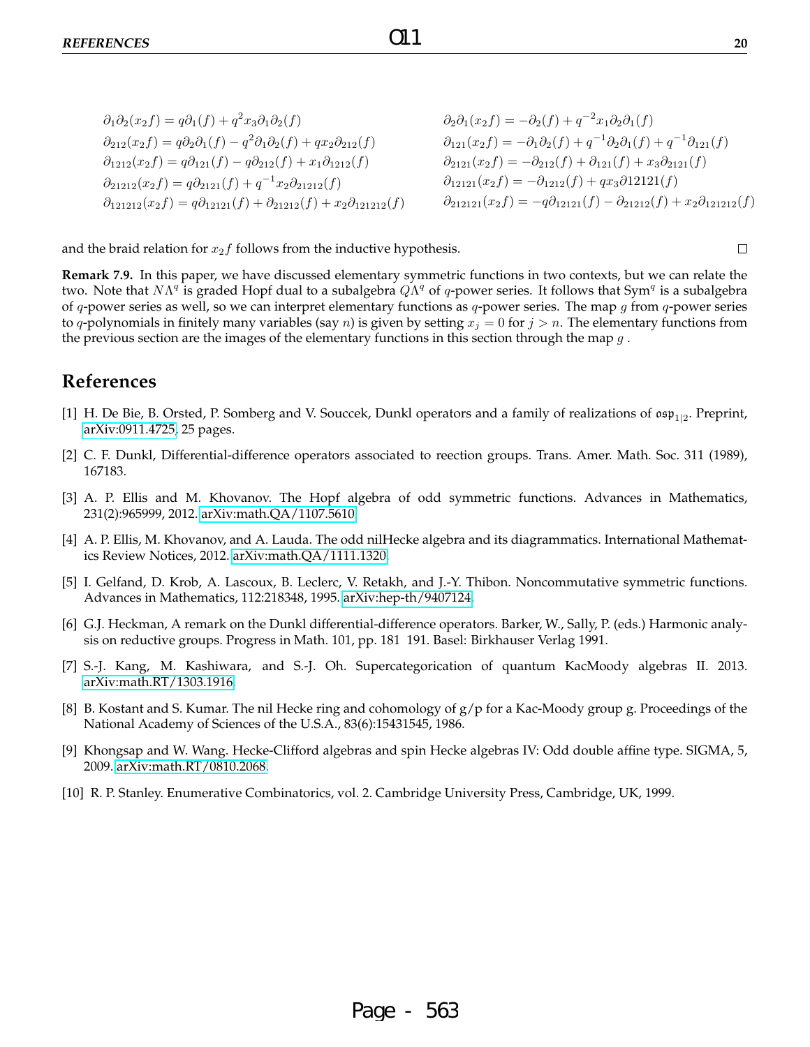$$\partial_1\partial_2(x_2 f) = q\partial_1(f) + q^2 x_3 \partial_1\partial_2(f) \qquad \partial_2\partial_1(x_2 f) = -\partial_2(f) + q^{-2} x_1 \partial_2\partial_1(f)$$

$$\partial_{212}(x_2 f) = q\partial_2\partial_1(f) - q^2\partial_1\partial_2(f) + q x_2 \partial_{212}(f) \qquad \partial_{121}(x_2 f) = -\partial_1\partial_2(f) + q^{-1}\partial_2\partial_1(f) + q^{-1}\partial_{121}(f)$$

$$\partial_{1212}(x_2 f) = q\partial_{121}(f) - q\partial_{212}(f) + x_1\partial_{1212}(f) \qquad \partial_{2121}(x_2 f) = -\partial_{212}(f) + \partial_{121}(f) + x_3\partial_{2121}(f)$$

$$\partial_{21212}(x_2 f) = q\partial_{2121}(f) + q^{-1} x_2 \partial_{21212}(f) \qquad \partial_{12121}(x_2 f) = -\partial_{1212}(f) + q x_3 \partial 12121(f)$$

$$\partial_{121212}(x_2 f) = q\partial_{12121}(f) + \partial_{21212}(f) + x_2\partial_{121212}(f) \qquad \partial_{212121}(x_2 f) = -q\partial_{12121}(f) - \partial_{21212}(f) + x_2\partial_{121212}(f)$$

and the braid relation for $x_2 f$ follows from the inductive hypothesis. □

**Remark 7.9.** In this paper, we have discussed elementary symmetric functions in two contexts, but we can relate the two. Note that $N\Lambda^q$ is graded Hopf dual to a subalgebra $Q\Lambda^q$ of $q$-power series. It follows that $\mathrm{Sym}^q$ is a subalgebra of $q$-power series as well, so we can interpret elementary functions as $q$-power series. The map $g$ from $q$-power series to $q$-polynomials in finitely many variables (say $n$) is given by setting $x_j = 0$ for $j > n$. The elementary functions from the previous section are the images of the elementary functions in this section through the map $g$ .

## References

[1] H. De Bie, B. Orsted, P. Somberg and V. Souccek, Dunkl operators and a family of realizations of $\mathfrak{osp}_{1|2}$. Preprint, arXiv:0911.4725, 25 pages.

[2] C. F. Dunkl, Differential-difference operators associated to reection groups. Trans. Amer. Math. Soc. 311 (1989), 167183.

[3] A. P. Ellis and M. Khovanov. The Hopf algebra of odd symmetric functions. Advances in Mathematics, 231(2):965999, 2012. arXiv:math.QA/1107.5610

[4] A. P. Ellis, M. Khovanov, and A. Lauda. The odd nilHecke algebra and its diagrammatics. International Mathematics Review Notices, 2012. arXiv:math.QA/1111.1320

[5] I. Gelfand, D. Krob, A. Lascoux, B. Leclerc, V. Retakh, and J.-Y. Thibon. Noncommutative symmetric functions. Advances in Mathematics, 112:218348, 1995. arXiv:hep-th/9407124.

[6] G.J. Heckman, A remark on the Dunkl differential-difference operators. Barker, W., Sally, P. (eds.) Harmonic analysis on reductive groups. Progress in Math. 101, pp. 181 191. Basel: Birkhauser Verlag 1991.

[7] S.-J. Kang, M. Kashiwara, and S.-J. Oh. Supercategorication of quantum KacMoody algebras II. 2013. arXiv:math.RT/1303.1916.

[8] B. Kostant and S. Kumar. The nil Hecke ring and cohomology of g/p for a Kac-Moody group g. Proceedings of the National Academy of Sciences of the U.S.A., 83(6):15431545, 1986.

[9] Khongsap and W. Wang. Hecke-Clifford algebras and spin Hecke algebras IV: Odd double affine type. SIGMA, 5, 2009. arXiv:math.RT/0810.2068.

[10] R. P. Stanley. Enumerative Combinatorics, vol. 2. Cambridge University Press, Cambridge, UK, 1999.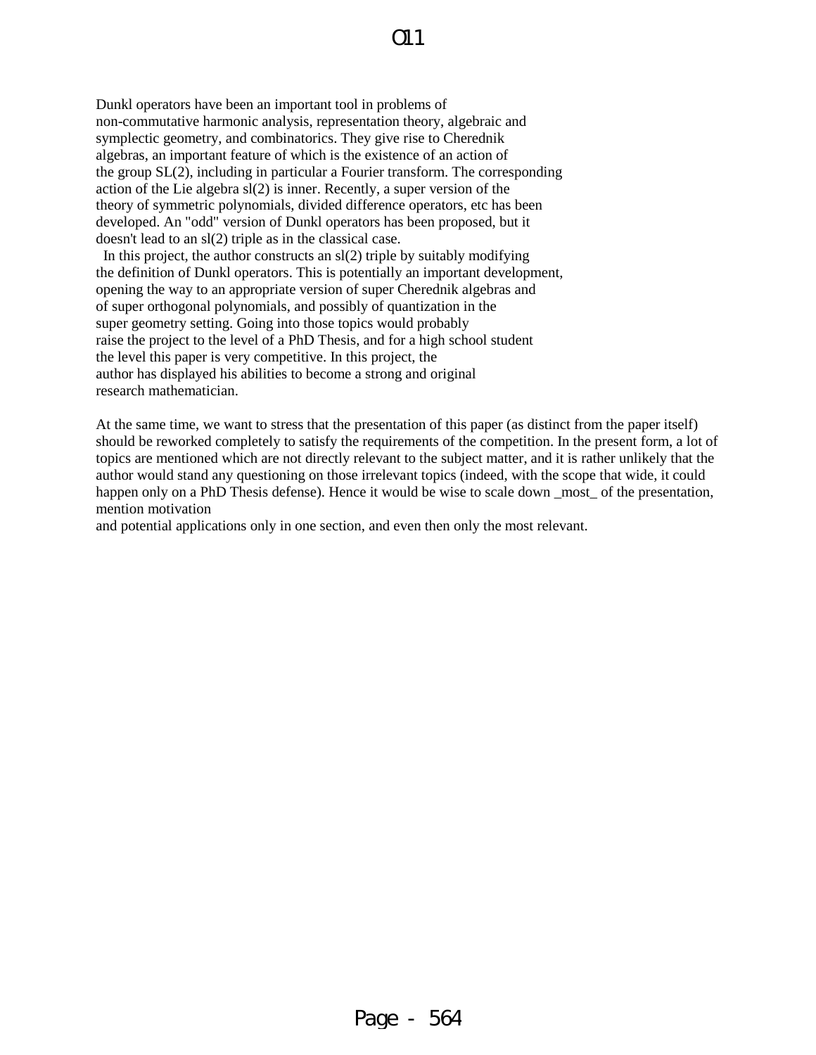# O11

Dunkl operators have been an important tool in problems of non-commutative harmonic analysis, representation theory, algebraic and symplectic geometry, and combinatorics. They give rise to Cherednik algebras, an important feature of which is the existence of an action of the group SL(2), including in particular a Fourier transform. The corresponding action of the Lie algebra sl(2) is inner. Recently, a super version of the theory of symmetric polynomials, divided difference operators, etc has been developed. An "odd" version of Dunkl operators has been proposed, but it doesn't lead to an sl(2) triple as in the classical case.

In this project, the author constructs an sl(2) triple by suitably modifying the definition of Dunkl operators. This is potentially an important development, opening the way to an appropriate version of super Cherednik algebras and of super orthogonal polynomials, and possibly of quantization in the super geometry setting. Going into those topics would probably raise the project to the level of a PhD Thesis, and for a high school student the level this paper is very competitive. In this project, the author has displayed his abilities to become a strong and original research mathematician.

At the same time, we want to stress that the presentation of this paper (as distinct from the paper itself) should be reworked completely to satisfy the requirements of the competition. In the present form, a lot of topics are mentioned which are not directly relevant to the subject matter, and it is rather unlikely that the author would stand any questioning on those irrelevant topics (indeed, with the scope that wide, it could happen only on a PhD Thesis defense). Hence it would be wise to scale down _most_ of the presentation, mention motivation and potential applications only in one section, and even then only the most relevant.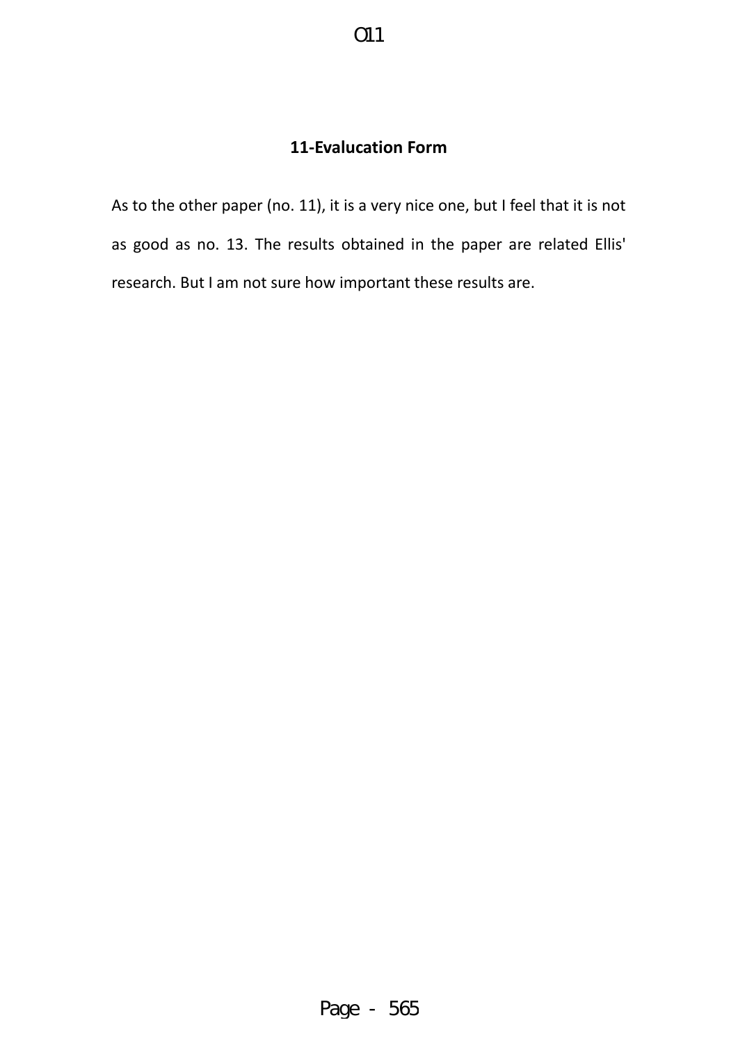## 11-Evalucation Form

As to the other paper (no. 11), it is a very nice one, but I feel that it is not as good as no. 13. The results obtained in the paper are related Ellis' research. But I am not sure how important these results are.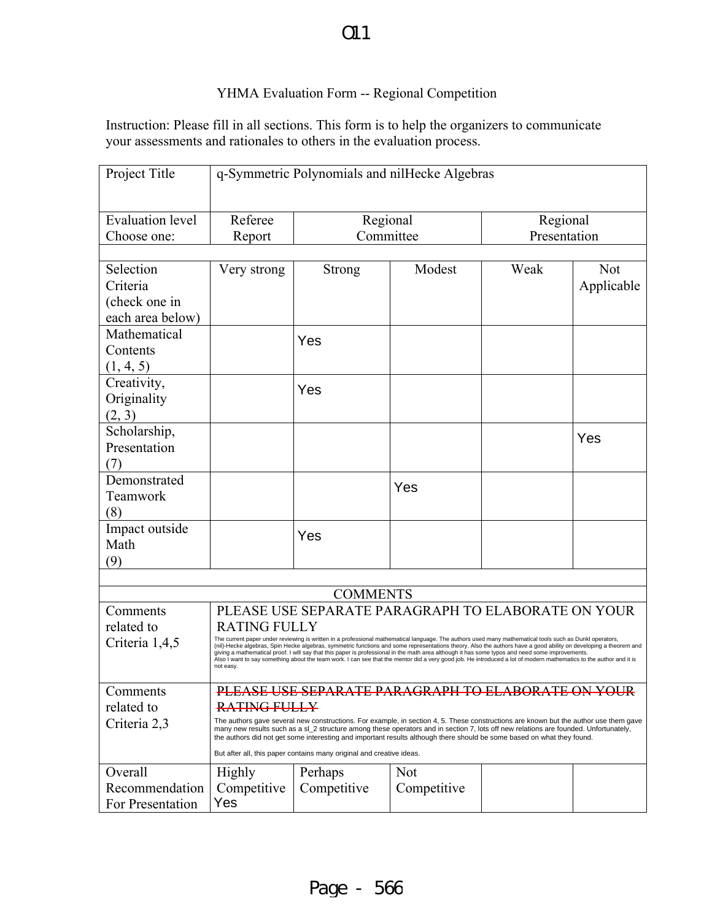O11

YHMA Evaluation Form -- Regional Competition

Instruction: Please fill in all sections. This form is to help the organizers to communicate your assessments and rationales to others in the evaluation process.

| Project Title | q-Symmetric Polynomials and nilHecke Algebras | | | | |
|---|---|---|---|---|---|
| Evaluation level Choose one: | Referee Report | Regional Committee | | Regional Presentation | |
| | | | | | |
| Selection Criteria (check one in each area below) | Very strong | Strong | Modest | Weak | Not Applicable |
| Mathematical Contents (1, 4, 5) | | Yes | | | |
| Creativity, Originality (2, 3) | | Yes | | | |
| Scholarship, Presentation (7) | | | | | Yes |
| Demonstrated Teamwork (8) | | | Yes | | |
| Impact outside Math (9) | | Yes | | | |
| | | | | | |
| COMMENTS | | | | | |
| Comments related to Criteria 1,4,5 | PLEASE USE SEPARATE PARAGRAPH TO ELABORATE ON YOUR RATING FULLY<br>The current paper under reviewing is written in a professional mathematical language. The authors used many mathematical tools such as Dunkl operators, (nil)-Hecke algebras, Spin Hecke algebras, symmetric functions and some representations theory. Also the authors have a good ability on developing a theorem and giving a mathematical proof. I will say that this paper is professional in the math area although it has some typos and need some improvements.<br>Also I want to say something about the team work. I can see that the mentor did a very good job. He introduced a lot of modern mathematics to the author and it is not easy. | | | | |
| Comments related to Criteria 2,3 | ~~PLEASE USE SEPARATE PARAGRAPH TO ELABORATE ON YOUR RATING FULLY~~<br>The authors gave several new constructions. For example, in section 4, 5. These constructions are known but the author use them gave many new results such as a sl_2 structure among these operators and in section 7, lots off new relations are founded. Unfortunately, the authors did not get some interesting and important results although there should be some based on what they found.<br><br>But after all, this paper contains many original and creative ideas. | | | | |
| Overall Recommendation For Presentation | Highly Competitive Yes | Perhaps Competitive | Not Competitive | | |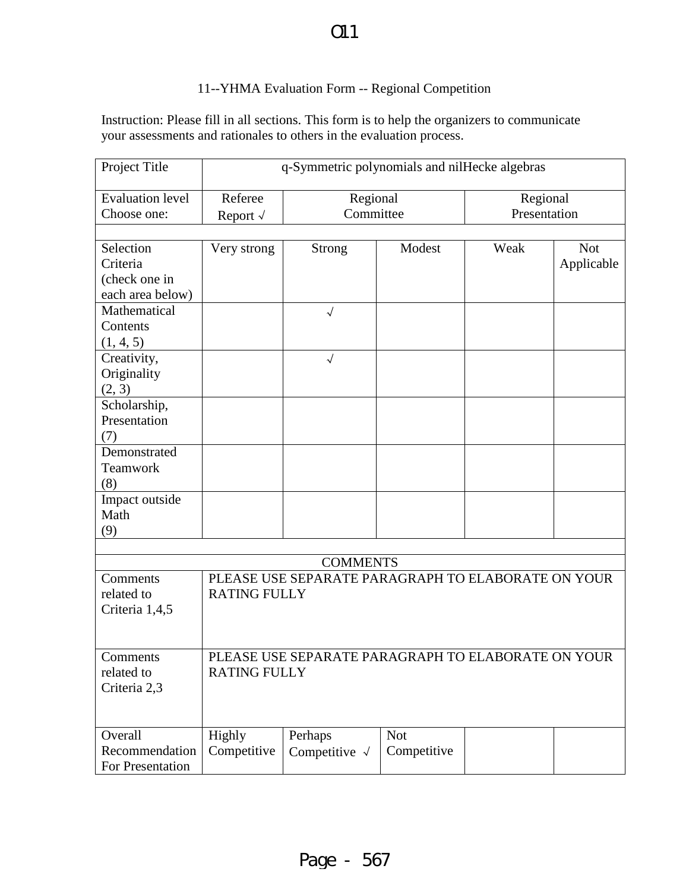O11

11--YHMA Evaluation Form -- Regional Competition

Instruction: Please fill in all sections. This form is to help the organizers to communicate your assessments and rationales to others in the evaluation process.

| Project Title | q-Symmetric polynomials and nilHecke algebras | | | | |
|---|---|---|---|---|---|
| Evaluation level Choose one: | Referee Report √ | Regional Committee | | Regional Presentation | |
| | | | | | |
| Selection Criteria (check one in each area below) | Very strong | Strong | Modest | Weak | Not Applicable |
| Mathematical Contents (1, 4, 5) | | √ | | | |
| Creativity, Originality (2, 3) | | √ | | | |
| Scholarship, Presentation (7) | | | | | |
| Demonstrated Teamwork (8) | | | | | |
| Impact outside Math (9) | | | | | |
| | | | | | |
| COMMENTS | | | | | |
| Comments related to Criteria 1,4,5 | PLEASE USE SEPARATE PARAGRAPH TO ELABORATE ON YOUR RATING FULLY | | | | |
| Comments related to Criteria 2,3 | PLEASE USE SEPARATE PARAGRAPH TO ELABORATE ON YOUR RATING FULLY | | | | |
| Overall Recommendation For Presentation | Highly Competitive | Perhaps Competitive √ | Not Competitive | | |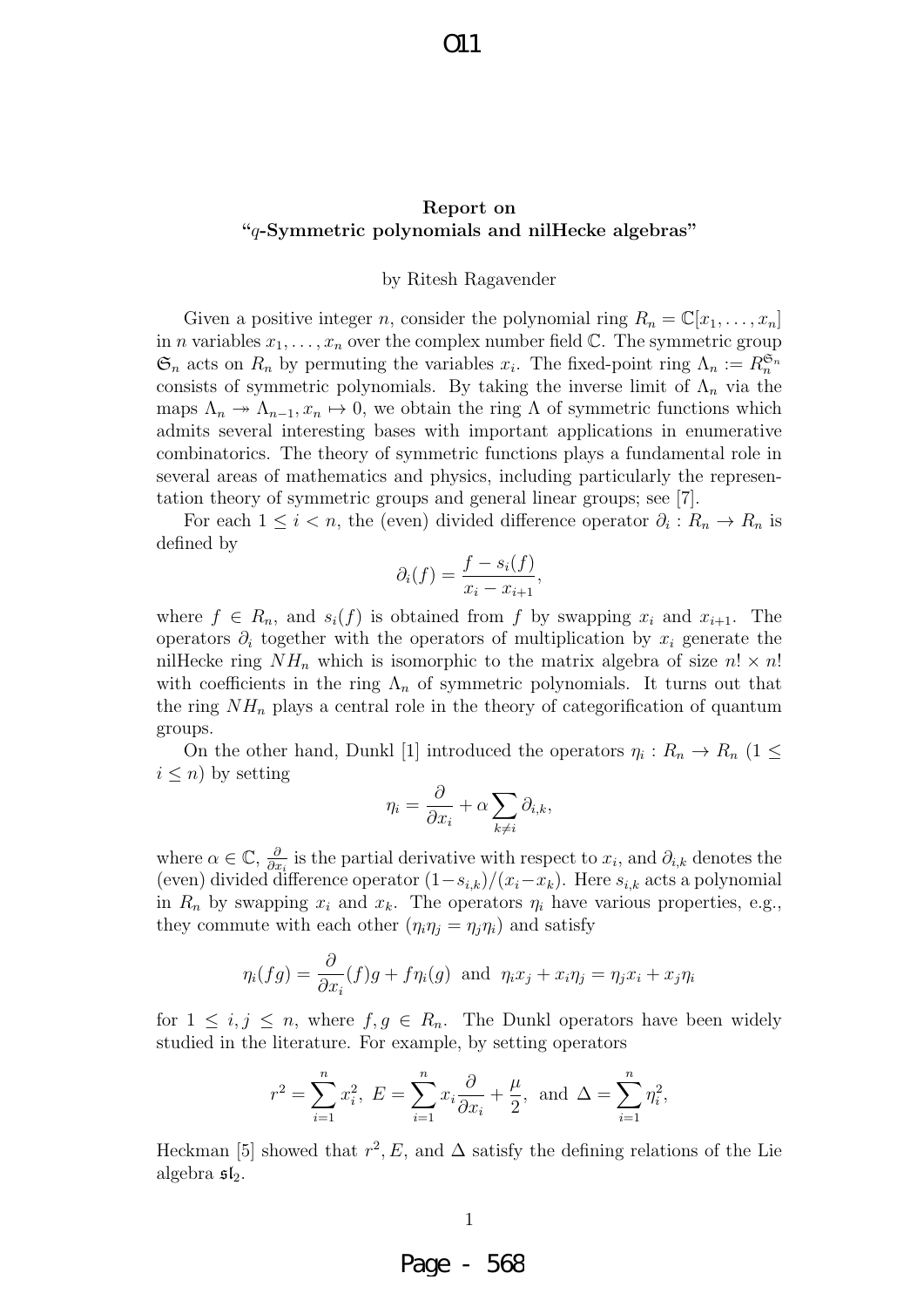**Report on**
**"$q$-Symmetric polynomials and nilHecke algebras"**

by Ritesh Ragavender

Given a positive integer $n$, consider the polynomial ring $R_n = \mathbb{C}[x_1, \ldots, x_n]$ in $n$ variables $x_1, \ldots, x_n$ over the complex number field $\mathbb{C}$. The symmetric group $\mathfrak{S}_n$ acts on $R_n$ by permuting the variables $x_i$. The fixed-point ring $\Lambda_n := R_n^{\mathfrak{S}_n}$ consists of symmetric polynomials. By taking the inverse limit of $\Lambda_n$ via the maps $\Lambda_n \twoheadrightarrow \Lambda_{n-1}, x_n \mapsto 0$, we obtain the ring $\Lambda$ of symmetric functions which admits several interesting bases with important applications in enumerative combinatorics. The theory of symmetric functions plays a fundamental role in several areas of mathematics and physics, including particularly the representation theory of symmetric groups and general linear groups; see [7].

For each $1 \leq i < n$, the (even) divided difference operator $\partial_i : R_n \to R_n$ is defined by

$$\partial_i(f) = \frac{f - s_i(f)}{x_i - x_{i+1}},$$

where $f \in R_n$, and $s_i(f)$ is obtained from $f$ by swapping $x_i$ and $x_{i+1}$. The operators $\partial_i$ together with the operators of multiplication by $x_i$ generate the nilHecke ring $NH_n$ which is isomorphic to the matrix algebra of size $n! \times n!$ with coefficients in the ring $\Lambda_n$ of symmetric polynomials. It turns out that the ring $NH_n$ plays a central role in the theory of categorification of quantum groups.

On the other hand, Dunkl [1] introduced the operators $\eta_i : R_n \to R_n$ ($1 \leq i \leq n$) by setting

$$\eta_i = \frac{\partial}{\partial x_i} + \alpha \sum_{k \neq i} \partial_{i,k},$$

where $\alpha \in \mathbb{C}$, $\frac{\partial}{\partial x_i}$ is the partial derivative with respect to $x_i$, and $\partial_{i,k}$ denotes the (even) divided difference operator $(1 - s_{i,k})/(x_i - x_k)$. Here $s_{i,k}$ acts a polynomial in $R_n$ by swapping $x_i$ and $x_k$. The operators $\eta_i$ have various properties, e.g., they commute with each other ($\eta_i \eta_j = \eta_j \eta_i$) and satisfy

$$\eta_i(fg) = \frac{\partial}{\partial x_i}(f)g + f\eta_i(g) \text{ and } \eta_i x_j + x_i \eta_j = \eta_j x_i + x_j \eta_i$$

for $1 \leq i, j \leq n$, where $f, g \in R_n$. The Dunkl operators have been widely studied in the literature. For example, by setting operators

$$r^2 = \sum_{i=1}^{n} x_i^2, \ E = \sum_{i=1}^{n} x_i \frac{\partial}{\partial x_i} + \frac{\mu}{2}, \text{ and } \Delta = \sum_{i=1}^{n} \eta_i^2,$$

Heckman [5] showed that $r^2, E$, and $\Delta$ satisfy the defining relations of the Lie algebra $\mathfrak{sl}_2$.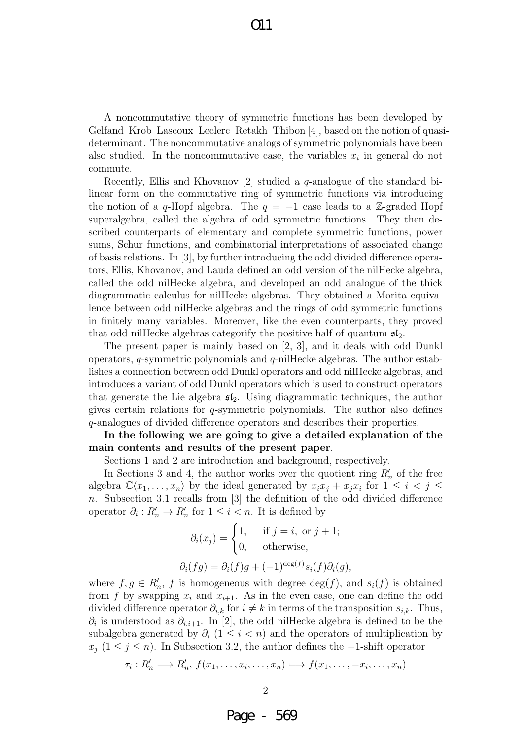A noncommutative theory of symmetric functions has been developed by Gelfand–Krob–Lascoux–Leclerc–Retakh–Thibon [4], based on the notion of quasi-determinant. The noncommutative analogs of symmetric polynomials have been also studied. In the noncommutative case, the variables $x_i$ in general do not commute.

Recently, Ellis and Khovanov [2] studied a $q$-analogue of the standard bilinear form on the commutative ring of symmetric functions via introducing the notion of a $q$-Hopf algebra. The $q = -1$ case leads to a $\mathbb{Z}$-graded Hopf superalgebra, called the algebra of odd symmetric functions. They then described counterparts of elementary and complete symmetric functions, power sums, Schur functions, and combinatorial interpretations of associated change of basis relations. In [3], by further introducing the odd divided difference operators, Ellis, Khovanov, and Lauda defined an odd version of the nilHecke algebra, called the odd nilHecke algebra, and developed an odd analogue of the thick diagrammatic calculus for nilHecke algebras. They obtained a Morita equivalence between odd nilHecke algebras and the rings of odd symmetric functions in finitely many variables. Moreover, like the even counterparts, they proved that odd nilHecke algebras categorify the positive half of quantum $\mathfrak{sl}_2$.

The present paper is mainly based on [2, 3], and it deals with odd Dunkl operators, $q$-symmetric polynomials and $q$-nilHecke algebras. The author establishes a connection between odd Dunkl operators and odd nilHecke algebras, and introduces a variant of odd Dunkl operators which is used to construct operators that generate the Lie algebra $\mathfrak{sl}_2$. Using diagrammatic techniques, the author gives certain relations for $q$-symmetric polynomials. The author also defines $q$-analogues of divided difference operators and describes their properties.

**In the following we are going to give a detailed explanation of the main contents and results of the present paper**.

Sections 1 and 2 are introduction and background, respectively.

In Sections 3 and 4, the author works over the quotient ring $R'_n$ of the free algebra $\mathbb{C}\langle x_1, \ldots, x_n\rangle$ by the ideal generated by $x_i x_j + x_j x_i$ for $1 \leq i < j \leq n$. Subsection 3.1 recalls from [3] the definition of the odd divided difference operator $\partial_i : R'_n \to R'_n$ for $1 \leq i < n$. It is defined by

$$\partial_i(x_j) = \begin{cases} 1, & \text{if } j = i, \text{ or } j+1; \\ 0, & \text{otherwise,} \end{cases}$$

$$\partial_i(fg) = \partial_i(f)g + (-1)^{\deg(f)} s_i(f)\partial_i(g),$$

where $f, g \in R'_n$, $f$ is homogeneous with degree $\deg(f)$, and $s_i(f)$ is obtained from $f$ by swapping $x_i$ and $x_{i+1}$. As in the even case, one can define the odd divided difference operator $\partial_{i,k}$ for $i \neq k$ in terms of the transposition $s_{i,k}$. Thus, $\partial_i$ is understood as $\partial_{i,i+1}$. In [2], the odd nilHecke algebra is defined to be the subalgebra generated by $\partial_i$ $(1 \leq i < n)$ and the operators of multiplication by $x_j$ $(1 \leq j \leq n)$. In Subsection 3.2, the author defines the $-1$-shift operator

$$\tau_i : R'_n \longrightarrow R'_n,\ f(x_1, \ldots, x_i, \ldots, x_n) \longmapsto f(x_1, \ldots, -x_i, \ldots, x_n)$$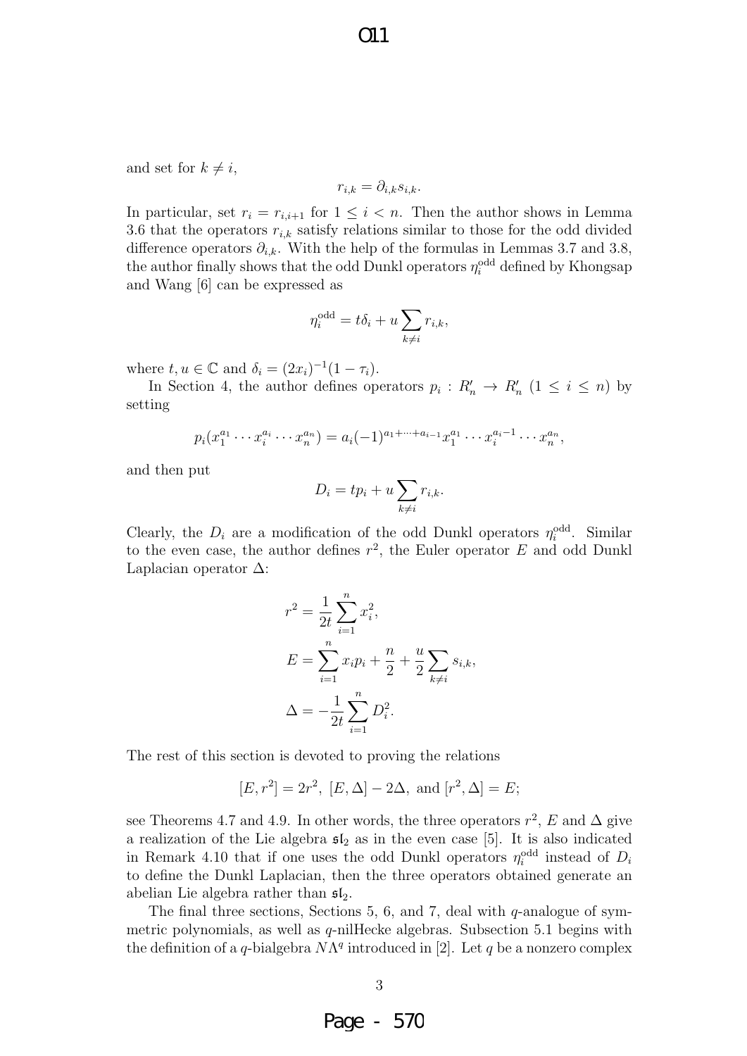and set for $k \neq i$,

$$r_{i,k} = \partial_{i,k} s_{i,k}.$$

In particular, set $r_i = r_{i,i+1}$ for $1 \leq i < n$. Then the author shows in Lemma 3.6 that the operators $r_{i,k}$ satisfy relations similar to those for the odd divided difference operators $\partial_{i,k}$. With the help of the formulas in Lemmas 3.7 and 3.8, the author finally shows that the odd Dunkl operators $\eta_i^{\text{odd}}$ defined by Khongsap and Wang [6] can be expressed as

$$\eta_i^{\text{odd}} = t\delta_i + u \sum_{k \neq i} r_{i,k},$$

where $t, u \in \mathbb{C}$ and $\delta_i = (2x_i)^{-1}(1 - \tau_i)$.

In Section 4, the author defines operators $p_i : R'_n \to R'_n$ $(1 \leq i \leq n)$ by setting

$$p_i(x_1^{a_1} \cdots x_i^{a_i} \cdots x_n^{a_n}) = a_i(-1)^{a_1 + \cdots + a_{i-1}} x_1^{a_1} \cdots x_i^{a_i - 1} \cdots x_n^{a_n},$$

and then put

$$D_i = tp_i + u \sum_{k \neq i} r_{i,k}.$$

Clearly, the $D_i$ are a modification of the odd Dunkl operators $\eta_i^{\text{odd}}$. Similar to the even case, the author defines $r^2$, the Euler operator $E$ and odd Dunkl Laplacian operator $\Delta$:

$$r^2 = \frac{1}{2t} \sum_{i=1}^{n} x_i^2,$$

$$E = \sum_{i=1}^{n} x_i p_i + \frac{n}{2} + \frac{u}{2} \sum_{k \neq i} s_{i,k},$$

$$\Delta = -\frac{1}{2t} \sum_{i=1}^{n} D_i^2.$$

The rest of this section is devoted to proving the relations

$$[E, r^2] = 2r^2, \ [E, \Delta] - 2\Delta, \text{ and } [r^2, \Delta] = E;$$

see Theorems 4.7 and 4.9. In other words, the three operators $r^2$, $E$ and $\Delta$ give a realization of the Lie algebra $\mathfrak{sl}_2$ as in the even case [5]. It is also indicated in Remark 4.10 that if one uses the odd Dunkl operators $\eta_i^{\text{odd}}$ instead of $D_i$ to define the Dunkl Laplacian, then the three operators obtained generate an abelian Lie algebra rather than $\mathfrak{sl}_2$.

The final three sections, Sections 5, 6, and 7, deal with $q$-analogue of symmetric polynomials, as well as $q$-nilHecke algebras. Subsection 5.1 begins with the definition of a $q$-bialgebra $N\Lambda^q$ introduced in [2]. Let $q$ be a nonzero complex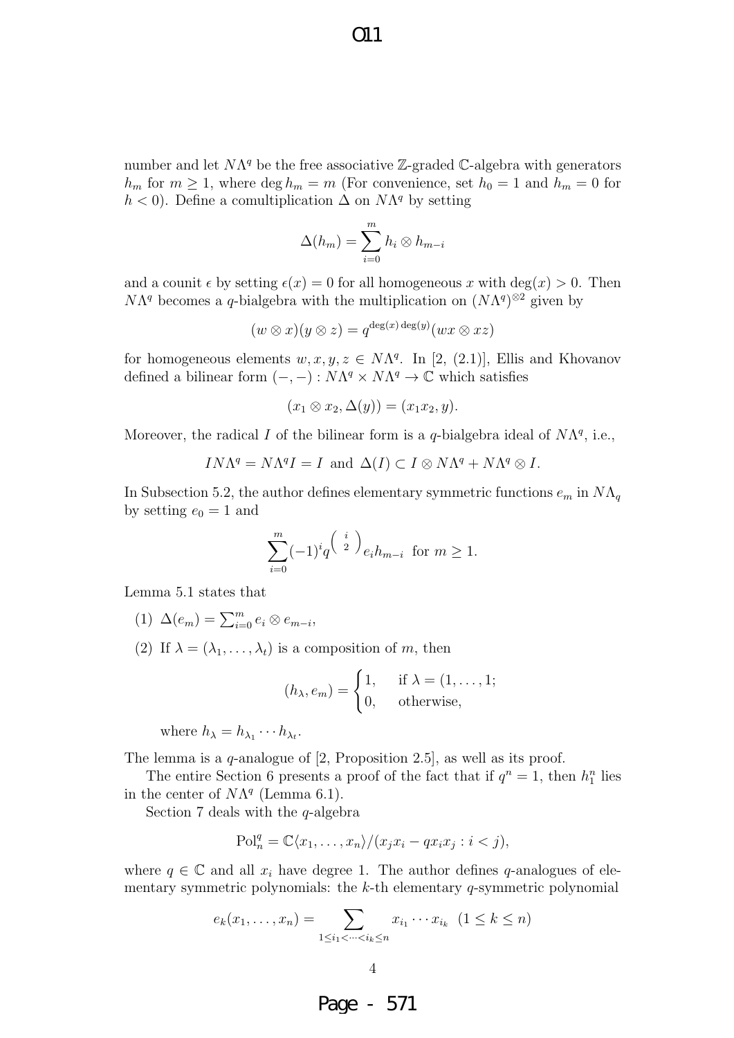number and let $N\Lambda^q$ be the free associative $\mathbb{Z}$-graded $\mathbb{C}$-algebra with generators $h_m$ for $m \geq 1$, where $\deg h_m = m$ (For convenience, set $h_0 = 1$ and $h_m = 0$ for $h < 0$). Define a comultiplication $\Delta$ on $N\Lambda^q$ by setting

$$\Delta(h_m) = \sum_{i=0}^{m} h_i \otimes h_{m-i}$$

and a counit $\epsilon$ by setting $\epsilon(x) = 0$ for all homogeneous $x$ with $\deg(x) > 0$. Then $N\Lambda^q$ becomes a $q$-bialgebra with the multiplication on $(N\Lambda^q)^{\otimes 2}$ given by

$$(w \otimes x)(y \otimes z) = q^{\deg(x)\deg(y)}(wx \otimes xz)$$

for homogeneous elements $w, x, y, z \in N\Lambda^q$. In [2, (2.1)], Ellis and Khovanov defined a bilinear form $(-,-) : N\Lambda^q \times N\Lambda^q \to \mathbb{C}$ which satisfies

$$(x_1 \otimes x_2, \Delta(y)) = (x_1 x_2, y).$$

Moreover, the radical $I$ of the bilinear form is a $q$-bialgebra ideal of $N\Lambda^q$, i.e.,

$$I N\Lambda^q = N\Lambda^q I = I \text{ and } \Delta(I) \subset I \otimes N\Lambda^q + N\Lambda^q \otimes I.$$

In Subsection 5.2, the author defines elementary symmetric functions $e_m$ in $N\Lambda_q$ by setting $e_0 = 1$ and

$$\sum_{i=0}^{m} (-1)^i q^{\binom{i}{2}} e_i h_{m-i} \text{ for } m \geq 1.$$

Lemma 5.1 states that

(1) $\Delta(e_m) = \sum_{i=0}^{m} e_i \otimes e_{m-i}$,

(2) If $\lambda = (\lambda_1, \ldots, \lambda_t)$ is a composition of $m$, then

$$(h_\lambda, e_m) = \begin{cases} 1, & \text{if } \lambda = (1, \ldots, 1; \\ 0, & \text{otherwise,} \end{cases}$$

where $h_\lambda = h_{\lambda_1} \cdots h_{\lambda_t}$.

The lemma is a $q$-analogue of [2, Proposition 2.5], as well as its proof.

The entire Section 6 presents a proof of the fact that if $q^n = 1$, then $h_1^n$ lies in the center of $N\Lambda^q$ (Lemma 6.1).

Section 7 deals with the $q$-algebra

$$\mathrm{Pol}_n^q = \mathbb{C}\langle x_1, \ldots, x_n \rangle / (x_j x_i - q x_i x_j : i < j),$$

where $q \in \mathbb{C}$ and all $x_i$ have degree 1. The author defines $q$-analogues of elementary symmetric polynomials: the $k$-th elementary $q$-symmetric polynomial

$$e_k(x_1, \ldots, x_n) = \sum_{1 \leq i_1 < \cdots < i_k \leq n} x_{i_1} \cdots x_{i_k} \quad (1 \leq k \leq n)$$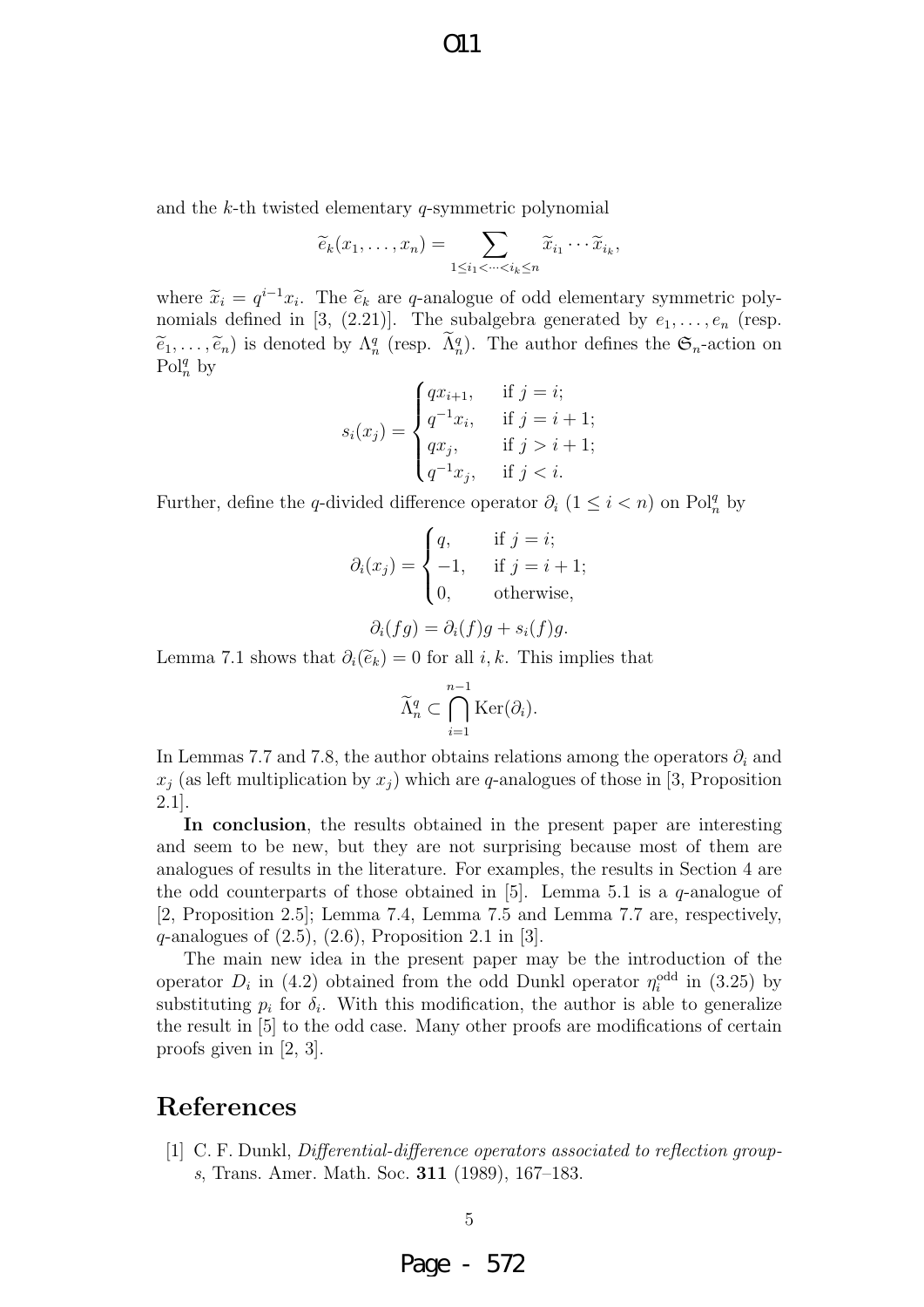and the $k$-th twisted elementary $q$-symmetric polynomial

$$\widetilde{e}_k(x_1, \ldots, x_n) = \sum_{1 \le i_1 < \cdots < i_k \le n} \widetilde{x}_{i_1} \cdots \widetilde{x}_{i_k},$$

where $\widetilde{x}_i = q^{i-1}x_i$. The $\widetilde{e}_k$ are $q$-analogue of odd elementary symmetric polynomials defined in [3, (2.21)]. The subalgebra generated by $e_1, \ldots, e_n$ (resp. $\widetilde{e}_1, \ldots, \widetilde{e}_n$) is denoted by $\Lambda_n^q$ (resp. $\widetilde{\Lambda}_n^q$). The author defines the $\mathfrak{S}_n$-action on $\mathrm{Pol}_n^q$ by

$$s_i(x_j) = \begin{cases} qx_{i+1}, & \text{if } j = i; \\ q^{-1}x_i, & \text{if } j = i+1; \\ qx_j, & \text{if } j > i+1; \\ q^{-1}x_j, & \text{if } j < i. \end{cases}$$

Further, define the $q$-divided difference operator $\partial_i$ $(1 \le i < n)$ on $\mathrm{Pol}_n^q$ by

$$\partial_i(x_j) = \begin{cases} q, & \text{if } j = i; \\ -1, & \text{if } j = i+1; \\ 0, & \text{otherwise,} \end{cases}$$

$$\partial_i(fg) = \partial_i(f)g + s_i(f)g.$$

Lemma 7.1 shows that $\partial_i(\widetilde{e}_k) = 0$ for all $i, k$. This implies that

$$\widetilde{\Lambda}_n^q \subset \bigcap_{i=1}^{n-1} \mathrm{Ker}(\partial_i).$$

In Lemmas 7.7 and 7.8, the author obtains relations among the operators $\partial_i$ and $x_j$ (as left multiplication by $x_j$) which are $q$-analogues of those in [3, Proposition 2.1].

**In conclusion**, the results obtained in the present paper are interesting and seem to be new, but they are not surprising because most of them are analogues of results in the literature. For examples, the results in Section 4 are the odd counterparts of those obtained in [5]. Lemma 5.1 is a $q$-analogue of [2, Proposition 2.5]; Lemma 7.4, Lemma 7.5 and Lemma 7.7 are, respectively, $q$-analogues of (2.5), (2.6), Proposition 2.1 in [3].

The main new idea in the present paper may be the introduction of the operator $D_i$ in (4.2) obtained from the odd Dunkl operator $\eta_i^{\mathrm{odd}}$ in (3.25) by substituting $p_i$ for $\delta_i$. With this modification, the author is able to generalize the result in [5] to the odd case. Many other proofs are modifications of certain proofs given in [2, 3].

## References

[1] C. F. Dunkl, *Differential-difference operators associated to reflection groups*, Trans. Amer. Math. Soc. **311** (1989), 167–183.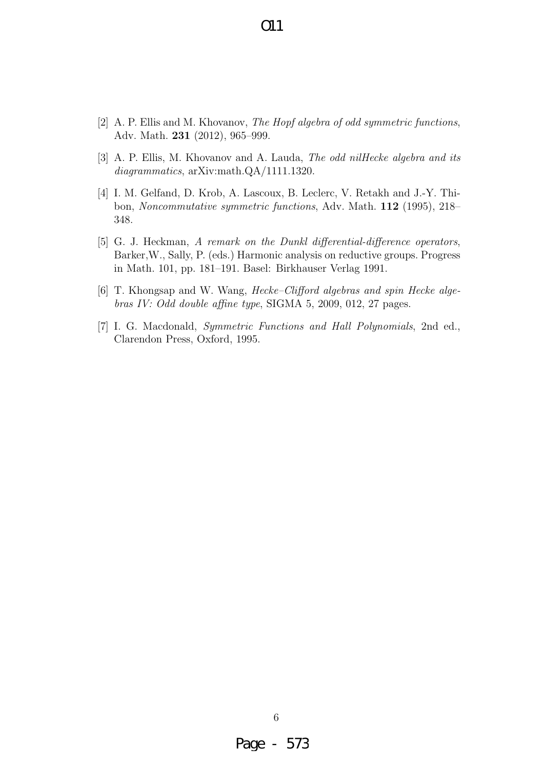[2] A. P. Ellis and M. Khovanov, *The Hopf algebra of odd symmetric functions*, Adv. Math. **231** (2012), 965–999.

[3] A. P. Ellis, M. Khovanov and A. Lauda, *The odd nilHecke algebra and its diagrammatics*, arXiv:math.QA/1111.1320.

[4] I. M. Gelfand, D. Krob, A. Lascoux, B. Leclerc, V. Retakh and J.-Y. Thibon, *Noncommutative symmetric functions*, Adv. Math. **112** (1995), 218–348.

[5] G. J. Heckman, *A remark on the Dunkl differential-difference operators*, Barker,W., Sally, P. (eds.) Harmonic analysis on reductive groups. Progress in Math. 101, pp. 181–191. Basel: Birkhauser Verlag 1991.

[6] T. Khongsap and W. Wang, *Hecke–Clifford algebras and spin Hecke algebras IV: Odd double affine type*, SIGMA 5, 2009, 012, 27 pages.

[7] I. G. Macdonald, *Symmetric Functions and Hall Polynomials*, 2nd ed., Clarendon Press, Oxford, 1995.